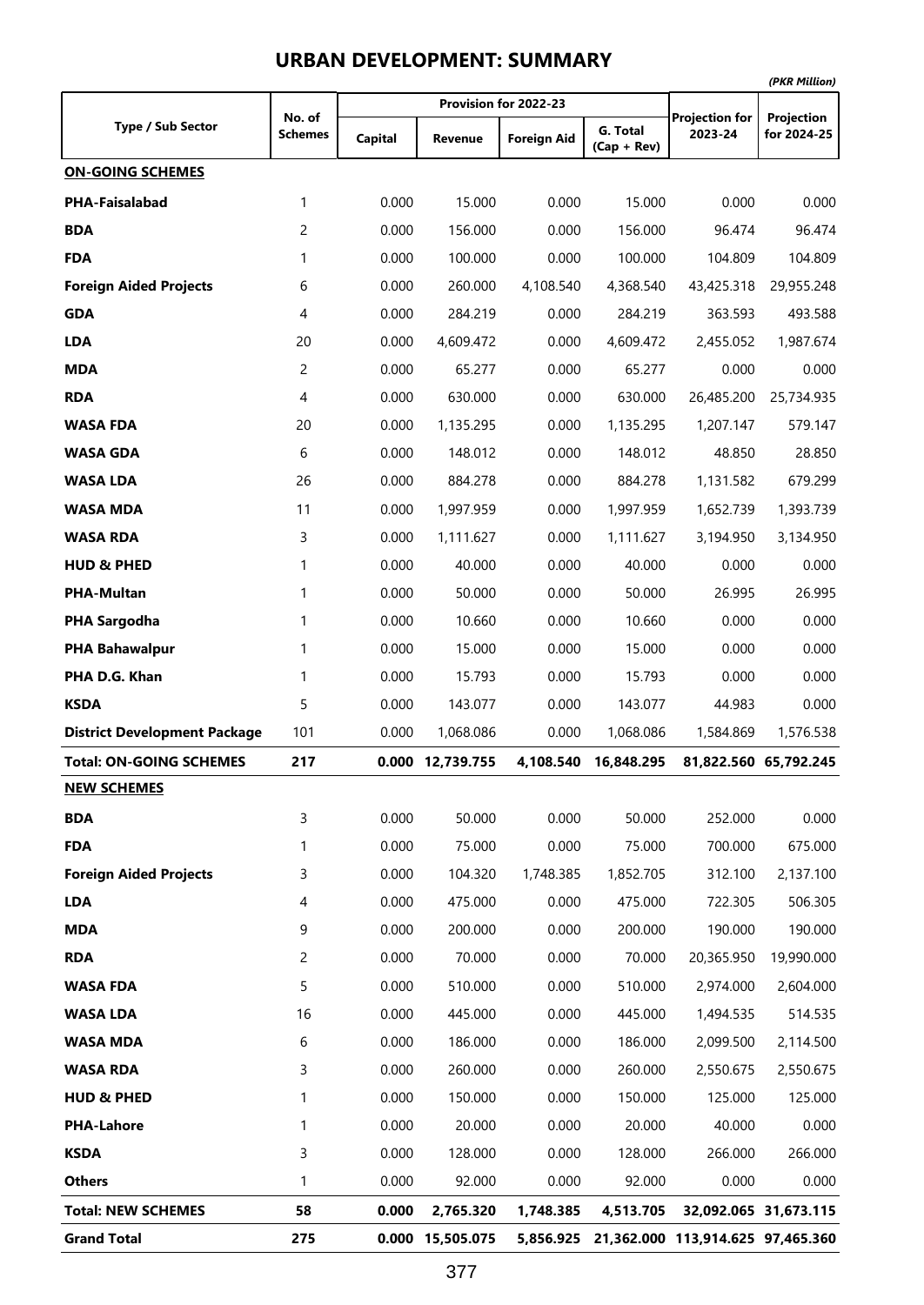# URBAN DEVELOPMENT: SUMMARY

*(PKR Million)*

| Type / Sub Sector | No. of Schemes | Provision for 2022-23 | | | | Projection for 2023-24 | Projection for 2024-25 |
|---|---|---|---|---|---|---|---|
| | | Capital | Revenue | Foreign Aid | G. Total (Cap + Rev) | | |
| **ON-GOING SCHEMES** | | | | | | | |
| **PHA-Faisalabad** | 1 | 0.000 | 15.000 | 0.000 | 15.000 | 0.000 | 0.000 |
| **BDA** | 2 | 0.000 | 156.000 | 0.000 | 156.000 | 96.474 | 96.474 |
| **FDA** | 1 | 0.000 | 100.000 | 0.000 | 100.000 | 104.809 | 104.809 |
| **Foreign Aided Projects** | 6 | 0.000 | 260.000 | 4,108.540 | 4,368.540 | 43,425.318 | 29,955.248 |
| **GDA** | 4 | 0.000 | 284.219 | 0.000 | 284.219 | 363.593 | 493.588 |
| **LDA** | 20 | 0.000 | 4,609.472 | 0.000 | 4,609.472 | 2,455.052 | 1,987.674 |
| **MDA** | 2 | 0.000 | 65.277 | 0.000 | 65.277 | 0.000 | 0.000 |
| **RDA** | 4 | 0.000 | 630.000 | 0.000 | 630.000 | 26,485.200 | 25,734.935 |
| **WASA FDA** | 20 | 0.000 | 1,135.295 | 0.000 | 1,135.295 | 1,207.147 | 579.147 |
| **WASA GDA** | 6 | 0.000 | 148.012 | 0.000 | 148.012 | 48.850 | 28.850 |
| **WASA LDA** | 26 | 0.000 | 884.278 | 0.000 | 884.278 | 1,131.582 | 679.299 |
| **WASA MDA** | 11 | 0.000 | 1,997.959 | 0.000 | 1,997.959 | 1,652.739 | 1,393.739 |
| **WASA RDA** | 3 | 0.000 | 1,111.627 | 0.000 | 1,111.627 | 3,194.950 | 3,134.950 |
| **HUD & PHED** | 1 | 0.000 | 40.000 | 0.000 | 40.000 | 0.000 | 0.000 |
| **PHA-Multan** | 1 | 0.000 | 50.000 | 0.000 | 50.000 | 26.995 | 26.995 |
| **PHA Sargodha** | 1 | 0.000 | 10.660 | 0.000 | 10.660 | 0.000 | 0.000 |
| **PHA Bahawalpur** | 1 | 0.000 | 15.000 | 0.000 | 15.000 | 0.000 | 0.000 |
| **PHA D.G. Khan** | 1 | 0.000 | 15.793 | 0.000 | 15.793 | 0.000 | 0.000 |
| **KSDA** | 5 | 0.000 | 143.077 | 0.000 | 143.077 | 44.983 | 0.000 |
| **District Development Package** | 101 | 0.000 | 1,068.086 | 0.000 | 1,068.086 | 1,584.869 | 1,576.538 |
| **Total: ON-GOING SCHEMES** | **217** | **0.000** | **12,739.755** | **4,108.540** | **16,848.295** | **81,822.560** | **65,792.245** |
| **NEW SCHEMES** | | | | | | | |
| **BDA** | 3 | 0.000 | 50.000 | 0.000 | 50.000 | 252.000 | 0.000 |
| **FDA** | 1 | 0.000 | 75.000 | 0.000 | 75.000 | 700.000 | 675.000 |
| **Foreign Aided Projects** | 3 | 0.000 | 104.320 | 1,748.385 | 1,852.705 | 312.100 | 2,137.100 |
| **LDA** | 4 | 0.000 | 475.000 | 0.000 | 475.000 | 722.305 | 506.305 |
| **MDA** | 9 | 0.000 | 200.000 | 0.000 | 200.000 | 190.000 | 190.000 |
| **RDA** | 2 | 0.000 | 70.000 | 0.000 | 70.000 | 20,365.950 | 19,990.000 |
| **WASA FDA** | 5 | 0.000 | 510.000 | 0.000 | 510.000 | 2,974.000 | 2,604.000 |
| **WASA LDA** | 16 | 0.000 | 445.000 | 0.000 | 445.000 | 1,494.535 | 514.535 |
| **WASA MDA** | 6 | 0.000 | 186.000 | 0.000 | 186.000 | 2,099.500 | 2,114.500 |
| **WASA RDA** | 3 | 0.000 | 260.000 | 0.000 | 260.000 | 2,550.675 | 2,550.675 |
| **HUD & PHED** | 1 | 0.000 | 150.000 | 0.000 | 150.000 | 125.000 | 125.000 |
| **PHA-Lahore** | 1 | 0.000 | 20.000 | 0.000 | 20.000 | 40.000 | 0.000 |
| **KSDA** | 3 | 0.000 | 128.000 | 0.000 | 128.000 | 266.000 | 266.000 |
| **Others** | 1 | 0.000 | 92.000 | 0.000 | 92.000 | 0.000 | 0.000 |
| **Total: NEW SCHEMES** | **58** | **0.000** | **2,765.320** | **1,748.385** | **4,513.705** | **32,092.065** | **31,673.115** |
| **Grand Total** | **275** | **0.000** | **15,505.075** | **5,856.925** | **21,362.000** | **113,914.625** | **97,465.360** |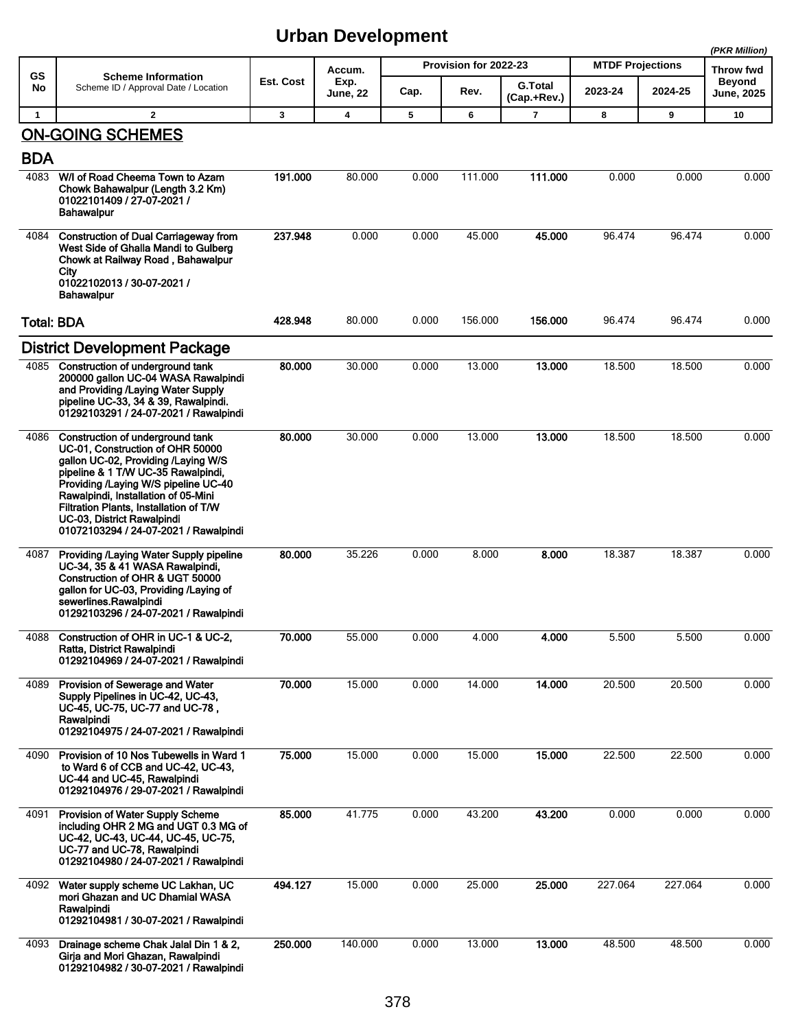# Urban Development

*(PKR Million)*

| GS No | Scheme Information<br>Scheme ID / Approval Date / Location | Est. Cost | Accum. Exp. June, 22 | Provision for 2022-23 | | | MTDF Projections | | Throw fwd Beyond June, 2025 |
|---|---|---|---|---|---|---|---|---|---|
| | | | | Cap. | Rev. | G.Total (Cap.+Rev.) | 2023-24 | 2024-25 | |
| 1 | 2 | 3 | 4 | 5 | 6 | 7 | 8 | 9 | 10 |
| **ON-GOING SCHEMES** | | | | | | | | | |
| **BDA** | | | | | | | | | |
| 4083 | **W/I of Road Cheema Town to Azam Chowk Bahawalpur (Length 3.2 Km)<br>01022101409 / 27-07-2021 / Bahawalpur** | **191.000** | 80.000 | 0.000 | 111.000 | **111.000** | 0.000 | 0.000 | 0.000 |
| 4084 | **Construction of Dual Carriageway from West Side of Ghalla Mandi to Gulberg Chowk at Railway Road , Bahawalpur City<br>01022102013 / 30-07-2021 / Bahawalpur** | **237.948** | 0.000 | 0.000 | 45.000 | **45.000** | 96.474 | 96.474 | 0.000 |
| **Total: BDA** | | **428.948** | 80.000 | 0.000 | 156.000 | **156.000** | 96.474 | 96.474 | 0.000 |
| **District Development Package** | | | | | | | | | |
| 4085 | **Construction of underground tank 200000 gallon UC-04 WASA Rawalpindi and Providing /Laying Water Supply pipeline UC-33, 34 & 39, Rawalpindi.<br>01292103291 / 24-07-2021 / Rawalpindi** | **80.000** | 30.000 | 0.000 | 13.000 | **13.000** | 18.500 | 18.500 | 0.000 |
| 4086 | **Construction of underground tank UC-01, Construction of OHR 50000 gallon UC-02, Providing /Laying W/S pipeline & 1 T/W UC-35 Rawalpindi, Providing /Laying W/S pipeline UC-40 Rawalpindi, Installation of 05-Mini Filtration Plants, Installation of T/W UC-03, District Rawalpindi<br>01072103294 / 24-07-2021 / Rawalpindi** | **80.000** | 30.000 | 0.000 | 13.000 | **13.000** | 18.500 | 18.500 | 0.000 |
| 4087 | **Providing /Laying Water Supply pipeline UC-34, 35 & 41 WASA Rawalpindi, Construction of OHR & UGT 50000 gallon for UC-03, Providing /Laying of sewerlines.Rawalpindi<br>01292103296 / 24-07-2021 / Rawalpindi** | **80.000** | 35.226 | 0.000 | 8.000 | **8.000** | 18.387 | 18.387 | 0.000 |
| 4088 | **Construction of OHR in UC-1 & UC-2, Ratta, District Rawalpindi<br>01292104969 / 24-07-2021 / Rawalpindi** | **70.000** | 55.000 | 0.000 | 4.000 | **4.000** | 5.500 | 5.500 | 0.000 |
| 4089 | **Provision of Sewerage and Water Supply Pipelines in UC-42, UC-43, UC-45, UC-75, UC-77 and UC-78 , Rawalpindi<br>01292104975 / 24-07-2021 / Rawalpindi** | **70.000** | 15.000 | 0.000 | 14.000 | **14.000** | 20.500 | 20.500 | 0.000 |
| 4090 | **Provision of 10 Nos Tubewells in Ward 1 to Ward 6 of CCB and UC-42, UC-43, UC-44 and UC-45, Rawalpindi<br>01292104976 / 29-07-2021 / Rawalpindi** | **75.000** | 15.000 | 0.000 | 15.000 | **15.000** | 22.500 | 22.500 | 0.000 |
| 4091 | **Provision of Water Supply Scheme including OHR 2 MG and UGT 0.3 MG of UC-42, UC-43, UC-44, UC-45, UC-75, UC-77 and UC-78, Rawalpindi<br>01292104980 / 24-07-2021 / Rawalpindi** | **85.000** | 41.775 | 0.000 | 43.200 | **43.200** | 0.000 | 0.000 | 0.000 |
| 4092 | **Water supply scheme UC Lakhan, UC mori Ghazan and UC Dhamial WASA Rawalpindi<br>01292104981 / 30-07-2021 / Rawalpindi** | **494.127** | 15.000 | 0.000 | 25.000 | **25.000** | 227.064 | 227.064 | 0.000 |
| 4093 | **Drainage scheme Chak Jalal Din 1 & 2, Girja and Mori Ghazan, Rawalpindi<br>01292104982 / 30-07-2021 / Rawalpindi** | **250.000** | 140.000 | 0.000 | 13.000 | **13.000** | 48.500 | 48.500 | 0.000 |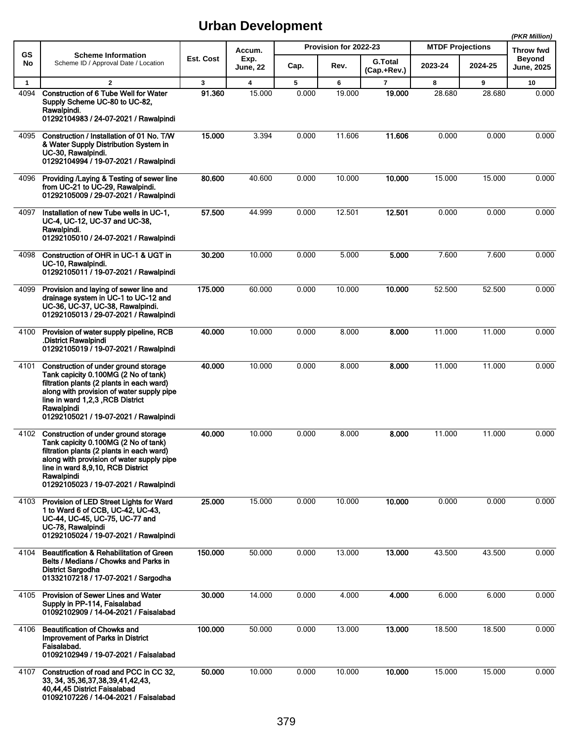# Urban Development

*(PKR Million)*

| GS No | Scheme Information<br>Scheme ID / Approval Date / Location | Est. Cost | Accum. Exp. June, 22 | Provision for 2022-23 | | | MTDF Projections | | Throw fwd Beyond June, 2025 |
|---|---|---|---|---|---|---|---|---|---|
| | | | | Cap. | Rev. | G.Total (Cap.+Rev.) | 2023-24 | 2024-25 | |
| 1 | 2 | 3 | 4 | 5 | 6 | 7 | 8 | 9 | 10 |
| 4094 | **Construction of 6 Tube Well for Water Supply Scheme UC-80 to UC-82, Rawalpindi.**<br>**01292104983 / 24-07-2021 / Rawalpindi** | **91.360** | 15.000 | 0.000 | 19.000 | **19.000** | 28.680 | 28.680 | 0.000 |
| 4095 | **Construction / Installation of 01 No. T/W & Water Supply Distribution System in UC-30, Rawalpindi.**<br>**01292104994 / 19-07-2021 / Rawalpindi** | **15.000** | 3.394 | 0.000 | 11.606 | **11.606** | 0.000 | 0.000 | 0.000 |
| 4096 | **Providing /Laying & Testing of sewer line from UC-21 to UC-29, Rawalpindi.**<br>**01292105009 / 29-07-2021 / Rawalpindi** | **80.600** | 40.600 | 0.000 | 10.000 | **10.000** | 15.000 | 15.000 | 0.000 |
| 4097 | **Installation of new Tube wells in UC-1, UC-4, UC-12, UC-37 and UC-38, Rawalpindi.**<br>**01292105010 / 24-07-2021 / Rawalpindi** | **57.500** | 44.999 | 0.000 | 12.501 | **12.501** | 0.000 | 0.000 | 0.000 |
| 4098 | **Construction of OHR in UC-1 & UGT in UC-10, Rawalpindi.**<br>**01292105011 / 19-07-2021 / Rawalpindi** | **30.200** | 10.000 | 0.000 | 5.000 | **5.000** | 7.600 | 7.600 | 0.000 |
| 4099 | **Provision and laying of sewer line and drainage system in UC-1 to UC-12 and UC-36, UC-37, UC-38, Rawalpindi.**<br>**01292105013 / 29-07-2021 / Rawalpindi** | **175.000** | 60.000 | 0.000 | 10.000 | **10.000** | 52.500 | 52.500 | 0.000 |
| 4100 | **Provision of water supply pipeline, RCB .District Rawalpindi**<br>**01292105019 / 19-07-2021 / Rawalpindi** | **40.000** | 10.000 | 0.000 | 8.000 | **8.000** | 11.000 | 11.000 | 0.000 |
| 4101 | **Construction of under ground storage Tank capicity 0.100MG (2 No of tank) filtration plants (2 plants in each ward) along with provision of water supply pipe line in ward 1,2,3 ,RCB District Rawalpindi**<br>**01292105021 / 19-07-2021 / Rawalpindi** | **40.000** | 10.000 | 0.000 | 8.000 | **8.000** | 11.000 | 11.000 | 0.000 |
| 4102 | **Construction of under ground storage Tank capicity 0.100MG (2 No of tank) filtration plants (2 plants in each ward) along with provision of water supply pipe line in ward 8,9,10, RCB District Rawalpindi**<br>**01292105023 / 19-07-2021 / Rawalpindi** | **40.000** | 10.000 | 0.000 | 8.000 | **8.000** | 11.000 | 11.000 | 0.000 |
| 4103 | **Provision of LED Street Lights for Ward 1 to Ward 6 of CCB, UC-42, UC-43, UC-44, UC-45, UC-75, UC-77 and UC-78, Rawalpindi**<br>**01292105024 / 19-07-2021 / Rawalpindi** | **25.000** | 15.000 | 0.000 | 10.000 | **10.000** | 0.000 | 0.000 | 0.000 |
| 4104 | **Beautification & Rehabilitation of Green Belts / Medians / Chowks and Parks in District Sargodha**<br>**01332107218 / 17-07-2021 / Sargodha** | **150.000** | 50.000 | 0.000 | 13.000 | **13.000** | 43.500 | 43.500 | 0.000 |
| 4105 | **Provision of Sewer Lines and Water Supply in PP-114, Faisalabad**<br>**01092102909 / 14-04-2021 / Faisalabad** | **30.000** | 14.000 | 0.000 | 4.000 | **4.000** | 6.000 | 6.000 | 0.000 |
| 4106 | **Beautification of Chowks and Improvement of Parks in District Faisalabad.**<br>**01092102949 / 19-07-2021 / Faisalabad** | **100.000** | 50.000 | 0.000 | 13.000 | **13.000** | 18.500 | 18.500 | 0.000 |
| 4107 | **Construction of road and PCC in CC 32, 33, 34, 35,36,37,38,39,41,42,43, 40,44,45 District Faisalabad**<br>**01092107226 / 14-04-2021 / Faisalabad** | **50.000** | 10.000 | 0.000 | 10.000 | **10.000** | 15.000 | 15.000 | 0.000 |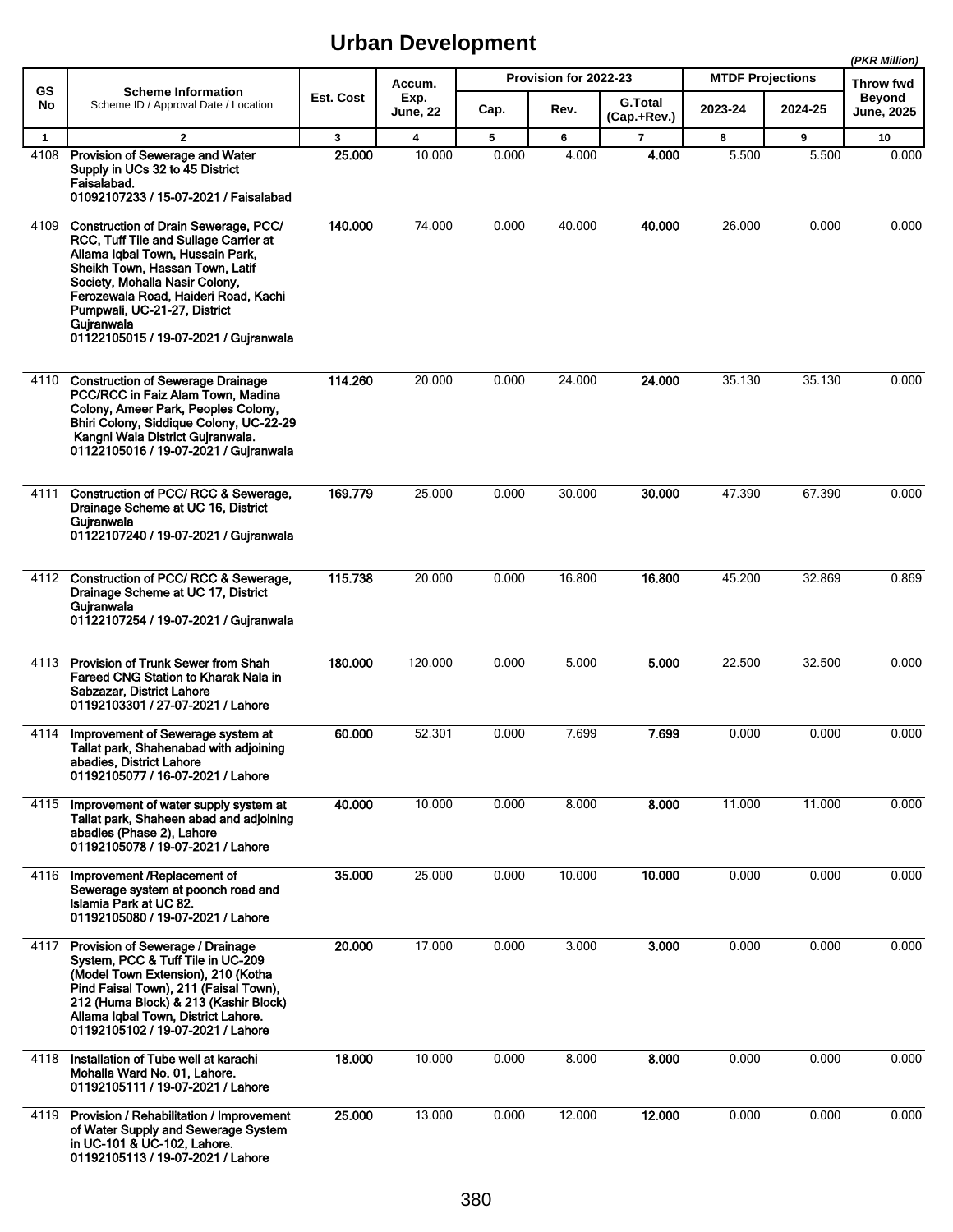# Urban Development

(PKR Million)

| GS No | Scheme Information<br>Scheme ID / Approval Date / Location | Est. Cost | Accum. Exp. June, 22 | Provision for 2022-23 | | | MTDF Projections | | Throw fwd Beyond June, 2025 |
|---|---|---|---|---|---|---|---|---|---|
| | | | | Cap. | Rev. | G.Total (Cap.+Rev.) | 2023-24 | 2024-25 | |
| 1 | 2 | 3 | 4 | 5 | 6 | 7 | 8 | 9 | 10 |
| 4108 | **Provision of Sewerage and Water Supply in UCs 32 to 45 District Faisalabad.**<br>**01092107233 / 15-07-2021 / Faisalabad** | **25.000** | 10.000 | 0.000 | 4.000 | **4.000** | 5.500 | 5.500 | 0.000 |
| 4109 | **Construction of Drain Sewerage, PCC/ RCC, Tuff Tile and Sullage Carrier at Allama Iqbal Town, Hussain Park, Sheikh Town, Hassan Town, Latif Society, Mohalla Nasir Colony, Ferozewala Road, Haideri Road, Kachi Pumpwali, UC-21-27, District Gujranwala**<br>**01122105015 / 19-07-2021 / Gujranwala** | **140.000** | 74.000 | 0.000 | 40.000 | **40.000** | 26.000 | 0.000 | 0.000 |
| 4110 | **Construction of Sewerage Drainage PCC/RCC in Faiz Alam Town, Madina Colony, Ameer Park, Peoples Colony, Bhiri Colony, Siddique Colony, UC-22-29 Kangni Wala District Gujranwala.**<br>**01122105016 / 19-07-2021 / Gujranwala** | **114.260** | 20.000 | 0.000 | 24.000 | **24.000** | 35.130 | 35.130 | 0.000 |
| 4111 | **Construction of PCC/ RCC & Sewerage, Drainage Scheme at UC 16, District Gujranwala**<br>**01122107240 / 19-07-2021 / Gujranwala** | **169.779** | 25.000 | 0.000 | 30.000 | **30.000** | 47.390 | 67.390 | 0.000 |
| 4112 | **Construction of PCC/ RCC & Sewerage, Drainage Scheme at UC 17, District Gujranwala**<br>**01122107254 / 19-07-2021 / Gujranwala** | **115.738** | 20.000 | 0.000 | 16.800 | **16.800** | 45.200 | 32.869 | 0.869 |
| 4113 | **Provision of Trunk Sewer from Shah Fareed CNG Station to Kharak Nala in Sabzazar, District Lahore**<br>**01192103301 / 27-07-2021 / Lahore** | **180.000** | 120.000 | 0.000 | 5.000 | **5.000** | 22.500 | 32.500 | 0.000 |
| 4114 | **Improvement of Sewerage system at Tallat park, Shahenabad with adjoining abadies, District Lahore**<br>**01192105077 / 16-07-2021 / Lahore** | **60.000** | 52.301 | 0.000 | 7.699 | **7.699** | 0.000 | 0.000 | 0.000 |
| 4115 | **Improvement of water supply system at Tallat park, Shaheen abad and adjoining abadies (Phase 2), Lahore**<br>**01192105078 / 19-07-2021 / Lahore** | **40.000** | 10.000 | 0.000 | 8.000 | **8.000** | 11.000 | 11.000 | 0.000 |
| 4116 | **Improvement /Replacement of Sewerage system at poonch road and Islamia Park at UC 82.**<br>**01192105080 / 19-07-2021 / Lahore** | **35.000** | 25.000 | 0.000 | 10.000 | **10.000** | 0.000 | 0.000 | 0.000 |
| 4117 | **Provision of Sewerage / Drainage System, PCC & Tuff Tile in UC-209 (Model Town Extension), 210 (Kotha Pind Faisal Town), 211 (Faisal Town), 212 (Huma Block) & 213 (Kashir Block) Allama Iqbal Town, District Lahore.**<br>**01192105102 / 19-07-2021 / Lahore** | **20.000** | 17.000 | 0.000 | 3.000 | **3.000** | 0.000 | 0.000 | 0.000 |
| 4118 | **Installation of Tube well at karachi Mohalla Ward No. 01, Lahore.**<br>**01192105111 / 19-07-2021 / Lahore** | **18.000** | 10.000 | 0.000 | 8.000 | **8.000** | 0.000 | 0.000 | 0.000 |
| 4119 | **Provision / Rehabilitation / Improvement of Water Supply and Sewerage System in UC-101 & UC-102, Lahore.**<br>**01192105113 / 19-07-2021 / Lahore** | **25.000** | 13.000 | 0.000 | 12.000 | **12.000** | 0.000 | 0.000 | 0.000 |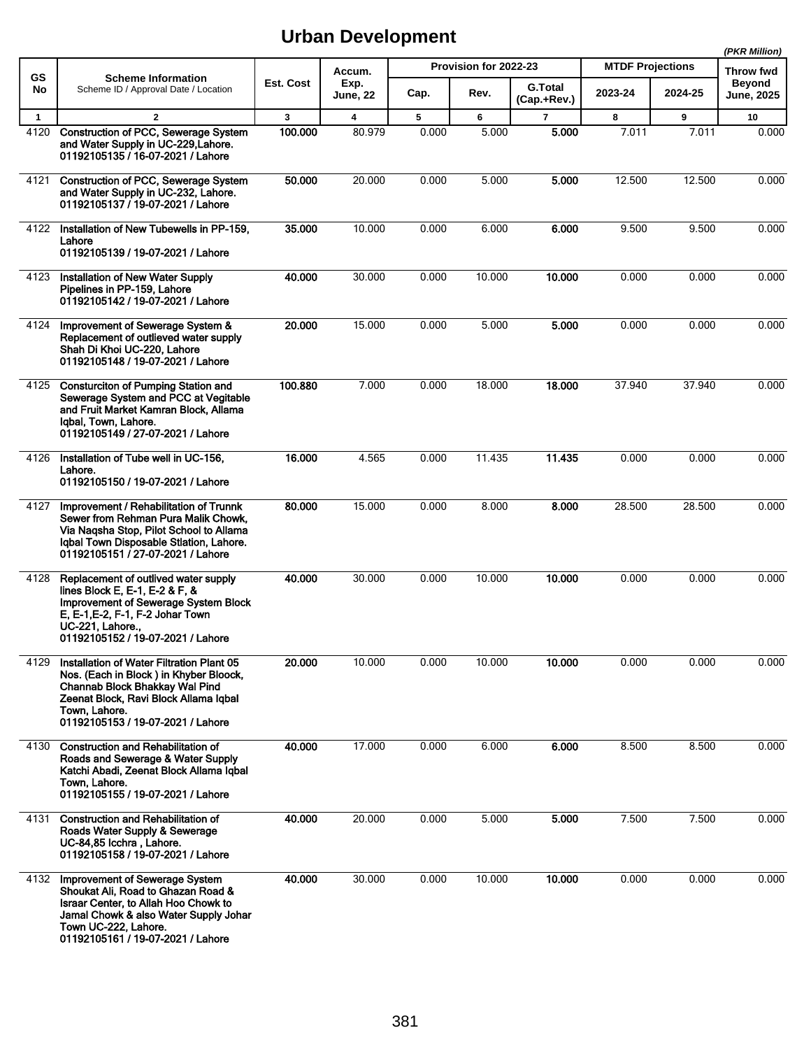# Urban Development

*(PKR Million)*

| GS No | Scheme Information<br>Scheme ID / Approval Date / Location | Est. Cost | Accum. Exp. June, 22 | Provision for 2022-23 | | | MTDF Projections | | Throw fwd Beyond June, 2025 |
|---|---|---|---|---|---|---|---|---|---|
| | | | | Cap. | Rev. | G.Total (Cap.+Rev.) | 2023-24 | 2024-25 | |
| 1 | 2 | 3 | 4 | 5 | 6 | 7 | 8 | 9 | 10 |
| 4120 | **Construction of PCC, Sewerage System and Water Supply in UC-229,Lahore.**<br>**01192105135 / 16-07-2021 / Lahore** | **100.000** | 80.979 | 0.000 | 5.000 | **5.000** | 7.011 | 7.011 | 0.000 |
| 4121 | **Construction of PCC, Sewerage System and Water Supply in UC-232, Lahore.**<br>**01192105137 / 19-07-2021 / Lahore** | **50.000** | 20.000 | 0.000 | 5.000 | **5.000** | 12.500 | 12.500 | 0.000 |
| 4122 | **Installation of New Tubewells in PP-159, Lahore**<br>**01192105139 / 19-07-2021 / Lahore** | **35.000** | 10.000 | 0.000 | 6.000 | **6.000** | 9.500 | 9.500 | 0.000 |
| 4123 | **Installation of New Water Supply Pipelines in PP-159, Lahore**<br>**01192105142 / 19-07-2021 / Lahore** | **40.000** | 30.000 | 0.000 | 10.000 | **10.000** | 0.000 | 0.000 | 0.000 |
| 4124 | **Improvement of Sewerage System & Replacement of outlieved water supply Shah Di Khoi UC-220, Lahore**<br>**01192105148 / 19-07-2021 / Lahore** | **20.000** | 15.000 | 0.000 | 5.000 | **5.000** | 0.000 | 0.000 | 0.000 |
| 4125 | **Consturciton of Pumping Station and Sewerage System and PCC at Vegitable and Fruit Market Kamran Block, Allama Iqbal, Town, Lahore.**<br>**01192105149 / 27-07-2021 / Lahore** | **100.880** | 7.000 | 0.000 | 18.000 | **18.000** | 37.940 | 37.940 | 0.000 |
| 4126 | **Installation of Tube well in UC-156, Lahore.**<br>**01192105150 / 19-07-2021 / Lahore** | **16.000** | 4.565 | 0.000 | 11.435 | **11.435** | 0.000 | 0.000 | 0.000 |
| 4127 | **Improvement / Rehabilitation of Trunnk Sewer from Rehman Pura Malik Chowk, Via Naqsha Stop, Pilot School to Allama Iqbal Town Disposable Stlation, Lahore.**<br>**01192105151 / 27-07-2021 / Lahore** | **80.000** | 15.000 | 0.000 | 8.000 | **8.000** | 28.500 | 28.500 | 0.000 |
| 4128 | **Replacement of outlived water supply lines Block E, E-1, E-2 & F, & Improvement of Sewerage System Block E, E-1,E-2, F-1, F-2 Johar Town UC-221, Lahore.,**<br>**01192105152 / 19-07-2021 / Lahore** | **40.000** | 30.000 | 0.000 | 10.000 | **10.000** | 0.000 | 0.000 | 0.000 |
| 4129 | **Installation of Water Filtration Plant 05 Nos. (Each in Block ) in Khyber Bloock, Channab Block Bhakkay Wal Pind Zeenat Block, Ravi Block Allama Iqbal Town, Lahore.**<br>**01192105153 / 19-07-2021 / Lahore** | **20.000** | 10.000 | 0.000 | 10.000 | **10.000** | 0.000 | 0.000 | 0.000 |
| 4130 | **Construction and Rehabilitation of Roads and Sewerage & Water Supply Katchi Abadi, Zeenat Block Allama Iqbal Town, Lahore.**<br>**01192105155 / 19-07-2021 / Lahore** | **40.000** | 17.000 | 0.000 | 6.000 | **6.000** | 8.500 | 8.500 | 0.000 |
| 4131 | **Construction and Rehabilitation of Roads Water Supply & Sewerage UC-84,85 Icchra , Lahore.**<br>**01192105158 / 19-07-2021 / Lahore** | **40.000** | 20.000 | 0.000 | 5.000 | **5.000** | 7.500 | 7.500 | 0.000 |
| 4132 | **Improvement of Sewerage System Shoukat Ali, Road to Ghazan Road & Israar Center, to Allah Hoo Chowk to Jamal Chowk & also Water Supply Johar Town UC-222, Lahore.**<br>**01192105161 / 19-07-2021 / Lahore** | **40.000** | 30.000 | 0.000 | 10.000 | **10.000** | 0.000 | 0.000 | 0.000 |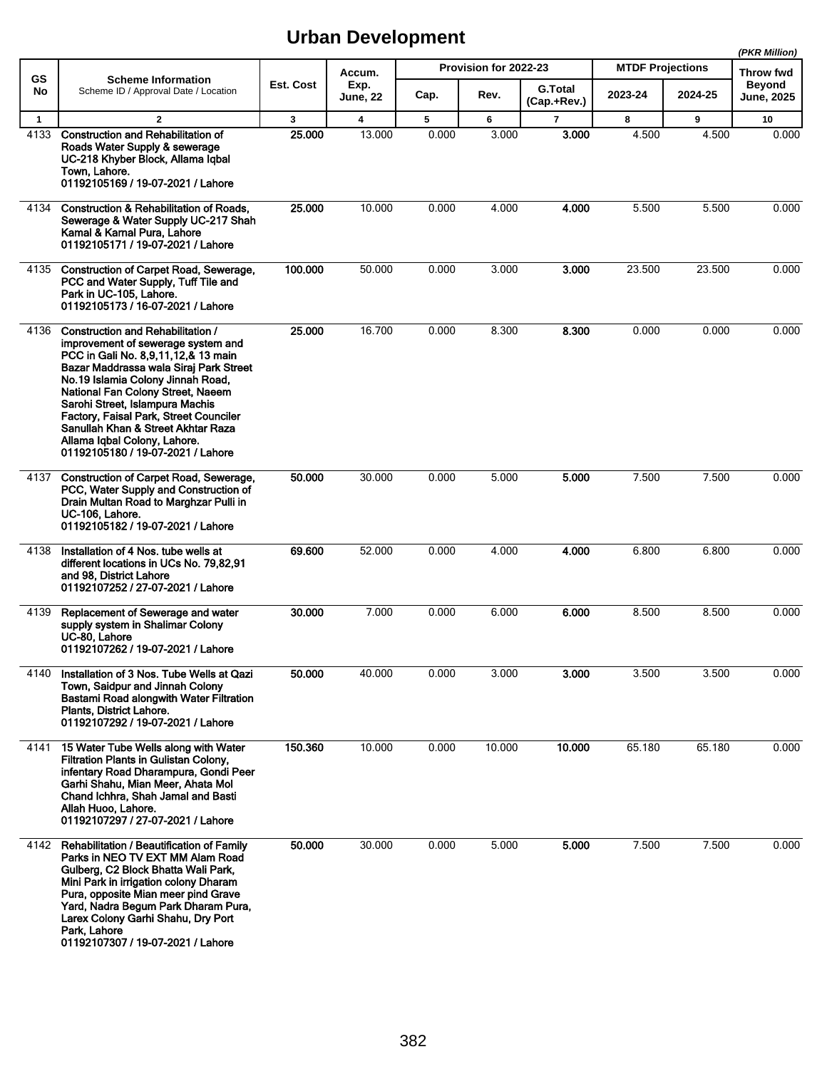# Urban Development

(PKR Million)

| GS No | Scheme Information<br>Scheme ID / Approval Date / Location | Est. Cost | Accum. Exp. June, 22 | Provision for 2022-23 | | | MTDF Projections | | Throw fwd Beyond June, 2025 |
|---|---|---|---|---|---|---|---|---|---|
| | | | | Cap. | Rev. | G.Total (Cap.+Rev.) | 2023-24 | 2024-25 | |
| 1 | 2 | 3 | 4 | 5 | 6 | 7 | 8 | 9 | 10 |
| 4133 | **Construction and Rehabilitation of Roads Water Supply & sewerage UC-218 Khyber Block, Allama Iqbal Town, Lahore.**<br>**01192105169 / 19-07-2021 / Lahore** | **25.000** | 13.000 | 0.000 | 3.000 | **3.000** | 4.500 | 4.500 | 0.000 |
| 4134 | **Construction & Rehabilitation of Roads, Sewerage & Water Supply UC-217 Shah Kamal & Kamal Pura, Lahore**<br>**01192105171 / 19-07-2021 / Lahore** | **25.000** | 10.000 | 0.000 | 4.000 | **4.000** | 5.500 | 5.500 | 0.000 |
| 4135 | **Construction of Carpet Road, Sewerage, PCC and Water Supply, Tuff Tile and Park in UC-105, Lahore.**<br>**01192105173 / 16-07-2021 / Lahore** | **100.000** | 50.000 | 0.000 | 3.000 | **3.000** | 23.500 | 23.500 | 0.000 |
| 4136 | **Construction and Rehabilitation / improvement of sewerage system and PCC in Gali No. 8,9,11,12,& 13 main Bazar Maddrassa wala Siraj Park Street No.19 Islamia Colony Jinnah Road, National Fan Colony Street, Naeem Sarohi Street, Islampura Machis Factory, Faisal Park, Street Counciler Sanullah Khan & Street Akhtar Raza Allama Iqbal Colony, Lahore.**<br>**01192105180 / 19-07-2021 / Lahore** | **25.000** | 16.700 | 0.000 | 8.300 | **8.300** | 0.000 | 0.000 | 0.000 |
| 4137 | **Construction of Carpet Road, Sewerage, PCC, Water Supply and Construction of Drain Multan Road to Marghzar Pulli in UC-106, Lahore.**<br>**01192105182 / 19-07-2021 / Lahore** | **50.000** | 30.000 | 0.000 | 5.000 | **5.000** | 7.500 | 7.500 | 0.000 |
| 4138 | **Installation of 4 Nos. tube wells at different locations in UCs No. 79,82,91 and 98, District Lahore**<br>**01192107252 / 27-07-2021 / Lahore** | **69.600** | 52.000 | 0.000 | 4.000 | **4.000** | 6.800 | 6.800 | 0.000 |
| 4139 | **Replacement of Sewerage and water supply system in Shalimar Colony UC-80, Lahore**<br>**01192107262 / 19-07-2021 / Lahore** | **30.000** | 7.000 | 0.000 | 6.000 | **6.000** | 8.500 | 8.500 | 0.000 |
| 4140 | **Installation of 3 Nos. Tube Wells at Qazi Town, Saidpur and Jinnah Colony Bastami Road alongwith Water Filtration Plants, District Lahore.**<br>**01192107292 / 19-07-2021 / Lahore** | **50.000** | 40.000 | 0.000 | 3.000 | **3.000** | 3.500 | 3.500 | 0.000 |
| 4141 | **15 Water Tube Wells along with Water Filtration Plants in Gulistan Colony, infentary Road Dharampura, Gondi Peer Garhi Shahu, Mian Meer, Ahata Mol Chand Ichhra, Shah Jamal and Basti Allah Huoo, Lahore.**<br>**01192107297 / 27-07-2021 / Lahore** | **150.360** | 10.000 | 0.000 | 10.000 | **10.000** | 65.180 | 65.180 | 0.000 |
| 4142 | **Rehabilitation / Beautification of Family Parks in NEO TV EXT MM Alam Road Gulberg, C2 Block Bhatta Wali Park, Mini Park in irrigation colony Dharam Pura, opposite Mian meer pind Grave Yard, Nadra Begum Park Dharam Pura, Larex Colony Garhi Shahu, Dry Port Park, Lahore**<br>**01192107307 / 19-07-2021 / Lahore** | **50.000** | 30.000 | 0.000 | 5.000 | **5.000** | 7.500 | 7.500 | 0.000 |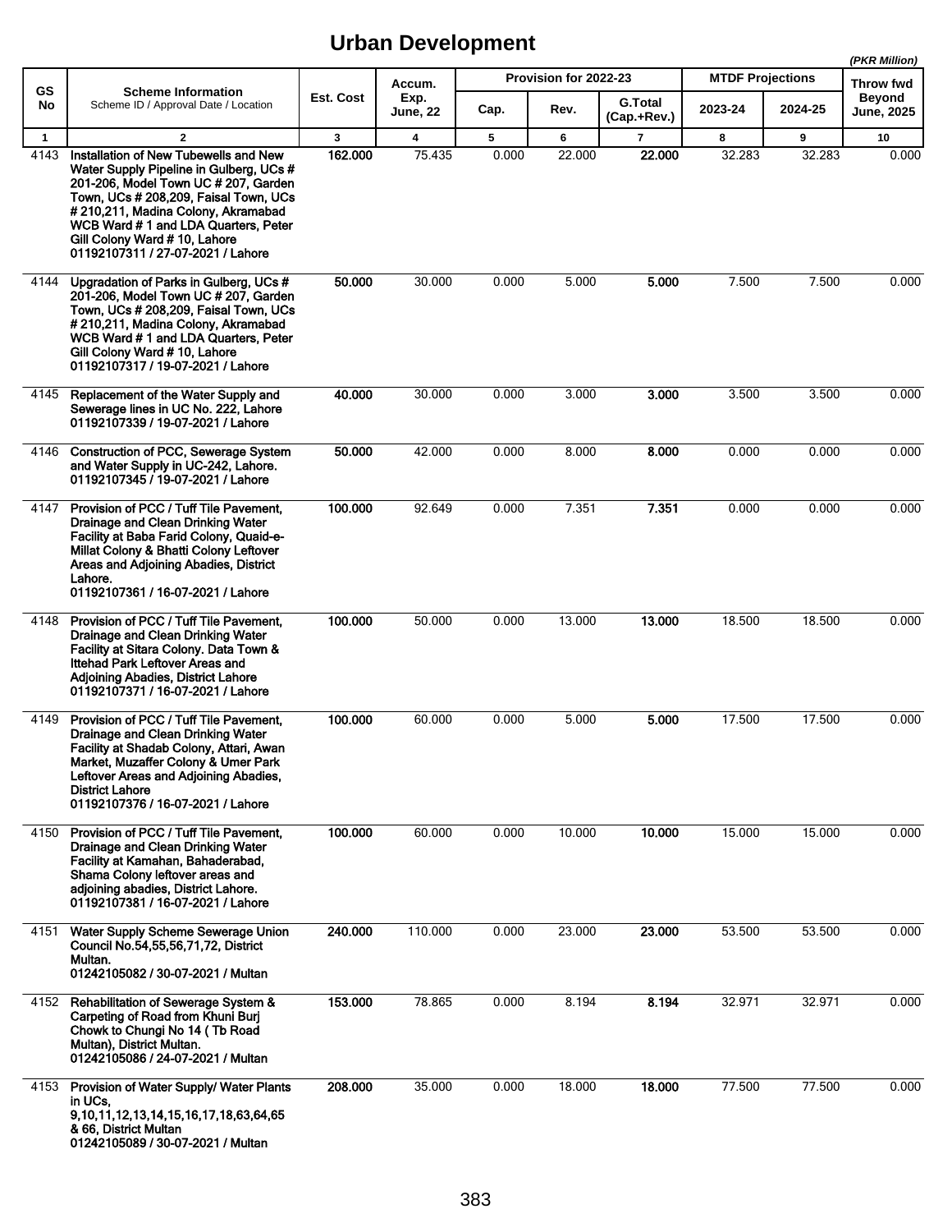# Urban Development

*(PKR Million)*

| GS No | Scheme Information<br>Scheme ID / Approval Date / Location | Est. Cost | Accum. Exp. June, 22 | Provision for 2022-23 | | | MTDF Projections | | Throw fwd Beyond June, 2025 |
|---|---|---|---|---|---|---|---|---|---|
| | | | | Cap. | Rev. | G.Total (Cap.+Rev.) | 2023-24 | 2024-25 | |
| 1 | 2 | 3 | 4 | 5 | 6 | 7 | 8 | 9 | 10 |
| 4143 | **Installation of New Tubewells and New Water Supply Pipeline in Gulberg, UCs # 201-206, Model Town UC # 207, Garden Town, UCs # 208,209, Faisal Town, UCs # 210,211, Madina Colony, Akramabad WCB Ward # 1 and LDA Quarters, Peter Gill Colony Ward # 10, Lahore**<br>**01192107311 / 27-07-2021 / Lahore** | **162.000** | 75.435 | 0.000 | 22.000 | **22.000** | 32.283 | 32.283 | 0.000 |
| 4144 | **Upgradation of Parks in Gulberg, UCs # 201-206, Model Town UC # 207, Garden Town, UCs # 208,209, Faisal Town, UCs # 210,211, Madina Colony, Akramabad WCB Ward # 1 and LDA Quarters, Peter Gill Colony Ward # 10, Lahore**<br>**01192107317 / 19-07-2021 / Lahore** | **50.000** | 30.000 | 0.000 | 5.000 | **5.000** | 7.500 | 7.500 | 0.000 |
| 4145 | **Replacement of the Water Supply and Sewerage lines in UC No. 222, Lahore**<br>**01192107339 / 19-07-2021 / Lahore** | **40.000** | 30.000 | 0.000 | 3.000 | **3.000** | 3.500 | 3.500 | 0.000 |
| 4146 | **Construction of PCC, Sewerage System and Water Supply in UC-242, Lahore.**<br>**01192107345 / 19-07-2021 / Lahore** | **50.000** | 42.000 | 0.000 | 8.000 | **8.000** | 0.000 | 0.000 | 0.000 |
| 4147 | **Provision of PCC / Tuff Tile Pavement, Drainage and Clean Drinking Water Facility at Baba Farid Colony, Quaid-e-Millat Colony & Bhatti Colony Leftover Areas and Adjoining Abadies, District Lahore.**<br>**01192107361 / 16-07-2021 / Lahore** | **100.000** | 92.649 | 0.000 | 7.351 | **7.351** | 0.000 | 0.000 | 0.000 |
| 4148 | **Provision of PCC / Tuff Tile Pavement, Drainage and Clean Drinking Water Facility at Sitara Colony. Data Town & Ittehad Park Leftover Areas and Adjoining Abadies, District Lahore**<br>**01192107371 / 16-07-2021 / Lahore** | **100.000** | 50.000 | 0.000 | 13.000 | **13.000** | 18.500 | 18.500 | 0.000 |
| 4149 | **Provision of PCC / Tuff Tile Pavement, Drainage and Clean Drinking Water Facility at Shadab Colony, Attari, Awan Market, Muzaffer Colony & Umer Park Leftover Areas and Adjoining Abadies, District Lahore**<br>**01192107376 / 16-07-2021 / Lahore** | **100.000** | 60.000 | 0.000 | 5.000 | **5.000** | 17.500 | 17.500 | 0.000 |
| 4150 | **Provision of PCC / Tuff Tile Pavement, Drainage and Clean Drinking Water Facility at Kamahan, Bahaderabad, Shama Colony leftover areas and adjoining abadies, District Lahore.**<br>**01192107381 / 16-07-2021 / Lahore** | **100.000** | 60.000 | 0.000 | 10.000 | **10.000** | 15.000 | 15.000 | 0.000 |
| 4151 | **Water Supply Scheme Sewerage Union Council No.54,55,56,71,72, District Multan.**<br>**01242105082 / 30-07-2021 / Multan** | **240.000** | 110.000 | 0.000 | 23.000 | **23.000** | 53.500 | 53.500 | 0.000 |
| 4152 | **Rehabilitation of Sewerage System & Carpeting of Road from Khuni Burj Chowk to Chungi No 14 ( Tb Road Multan), District Multan.**<br>**01242105086 / 24-07-2021 / Multan** | **153.000** | 78.865 | 0.000 | 8.194 | **8.194** | 32.971 | 32.971 | 0.000 |
| 4153 | **Provision of Water Supply/ Water Plants in UCs, 9,10,11,12,13,14,15,16,17,18,63,64,65 & 66, District Multan**<br>**01242105089 / 30-07-2021 / Multan** | **208.000** | 35.000 | 0.000 | 18.000 | **18.000** | 77.500 | 77.500 | 0.000 |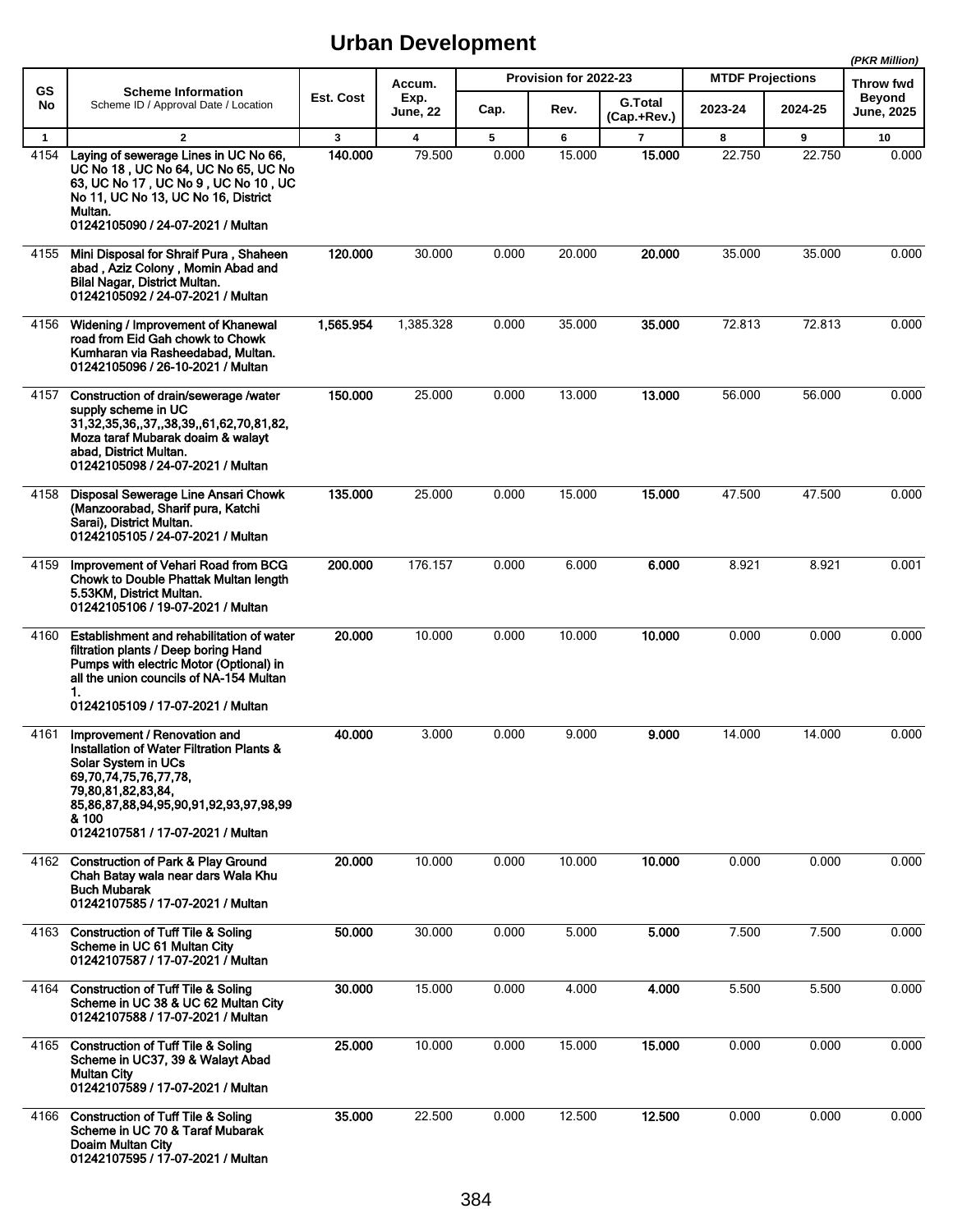# Urban Development

*(PKR Million)*

| GS No | Scheme Information<br>Scheme ID / Approval Date / Location | Est. Cost | Accum. Exp. June, 22 | Provision for 2022-23 | | | MTDF Projections | | Throw fwd Beyond June, 2025 |
|---|---|---|---|---|---|---|---|---|---|
| | | | | Cap. | Rev. | G.Total (Cap.+Rev.) | 2023-24 | 2024-25 | |
| 1 | 2 | 3 | 4 | 5 | 6 | 7 | 8 | 9 | 10 |
| 4154 | **Laying of sewerage Lines in UC No 66, UC No 18 , UC No 64, UC No 65, UC No 63, UC No 17 , UC No 9 , UC No 10 , UC No 11, UC No 13, UC No 16, District Multan.<br>01242105090 / 24-07-2021 / Multan** | **140.000** | 79.500 | 0.000 | 15.000 | **15.000** | 22.750 | 22.750 | 0.000 |
| 4155 | **Mini Disposal for Shraif Pura , Shaheen abad , Aziz Colony , Momin Abad and Bilal Nagar, District Multan.<br>01242105092 / 24-07-2021 / Multan** | **120.000** | 30.000 | 0.000 | 20.000 | **20.000** | 35.000 | 35.000 | 0.000 |
| 4156 | **Widening / Improvement of Khanewal road from Eid Gah chowk to Chowk Kumharan via Rasheedabad, Multan.<br>01242105096 / 26-10-2021 / Multan** | **1,565.954** | 1,385.328 | 0.000 | 35.000 | **35.000** | 72.813 | 72.813 | 0.000 |
| 4157 | **Construction of drain/sewerage /water supply scheme in UC 31,32,35,36,,37,,38,39,,61,62,70,81,82, Moza taraf Mubarak doaim & walayt abad, District Multan.<br>01242105098 / 24-07-2021 / Multan** | **150.000** | 25.000 | 0.000 | 13.000 | **13.000** | 56.000 | 56.000 | 0.000 |
| 4158 | **Disposal Sewerage Line Ansari Chowk (Manzoorabad, Sharif pura, Katchi Sarai), District Multan.<br>01242105105 / 24-07-2021 / Multan** | **135.000** | 25.000 | 0.000 | 15.000 | **15.000** | 47.500 | 47.500 | 0.000 |
| 4159 | **Improvement of Vehari Road from BCG Chowk to Double Phattak Multan length 5.53KM, District Multan.<br>01242105106 / 19-07-2021 / Multan** | **200.000** | 176.157 | 0.000 | 6.000 | **6.000** | 8.921 | 8.921 | 0.001 |
| 4160 | **Establishment and rehabilitation of water filtration plants / Deep boring Hand Pumps with electric Motor (Optional) in all the union councils of NA-154 Multan 1.<br>01242105109 / 17-07-2021 / Multan** | **20.000** | 10.000 | 0.000 | 10.000 | **10.000** | 0.000 | 0.000 | 0.000 |
| 4161 | **Improvement / Renovation and Installation of Water Filtration Plants & Solar System in UCs 69,70,74,75,76,77,78, 79,80,81,82,83,84, 85,86,87,88,94,95,90,91,92,93,97,98,99 & 100<br>01242107581 / 17-07-2021 / Multan** | **40.000** | 3.000 | 0.000 | 9.000 | **9.000** | 14.000 | 14.000 | 0.000 |
| 4162 | **Construction of Park & Play Ground Chah Batay wala near dars Wala Khu Buch Mubarak<br>01242107585 / 17-07-2021 / Multan** | **20.000** | 10.000 | 0.000 | 10.000 | **10.000** | 0.000 | 0.000 | 0.000 |
| 4163 | **Construction of Tuff Tile & Soling Scheme in UC 61 Multan City<br>01242107587 / 17-07-2021 / Multan** | **50.000** | 30.000 | 0.000 | 5.000 | **5.000** | 7.500 | 7.500 | 0.000 |
| 4164 | **Construction of Tuff Tile & Soling Scheme in UC 38 & UC 62 Multan City<br>01242107588 / 17-07-2021 / Multan** | **30.000** | 15.000 | 0.000 | 4.000 | **4.000** | 5.500 | 5.500 | 0.000 |
| 4165 | **Construction of Tuff Tile & Soling Scheme in UC37, 39 & Walayt Abad Multan City<br>01242107589 / 17-07-2021 / Multan** | **25.000** | 10.000 | 0.000 | 15.000 | **15.000** | 0.000 | 0.000 | 0.000 |
| 4166 | **Construction of Tuff Tile & Soling Scheme in UC 70 & Taraf Mubarak Doaim Multan City<br>01242107595 / 17-07-2021 / Multan** | **35.000** | 22.500 | 0.000 | 12.500 | **12.500** | 0.000 | 0.000 | 0.000 |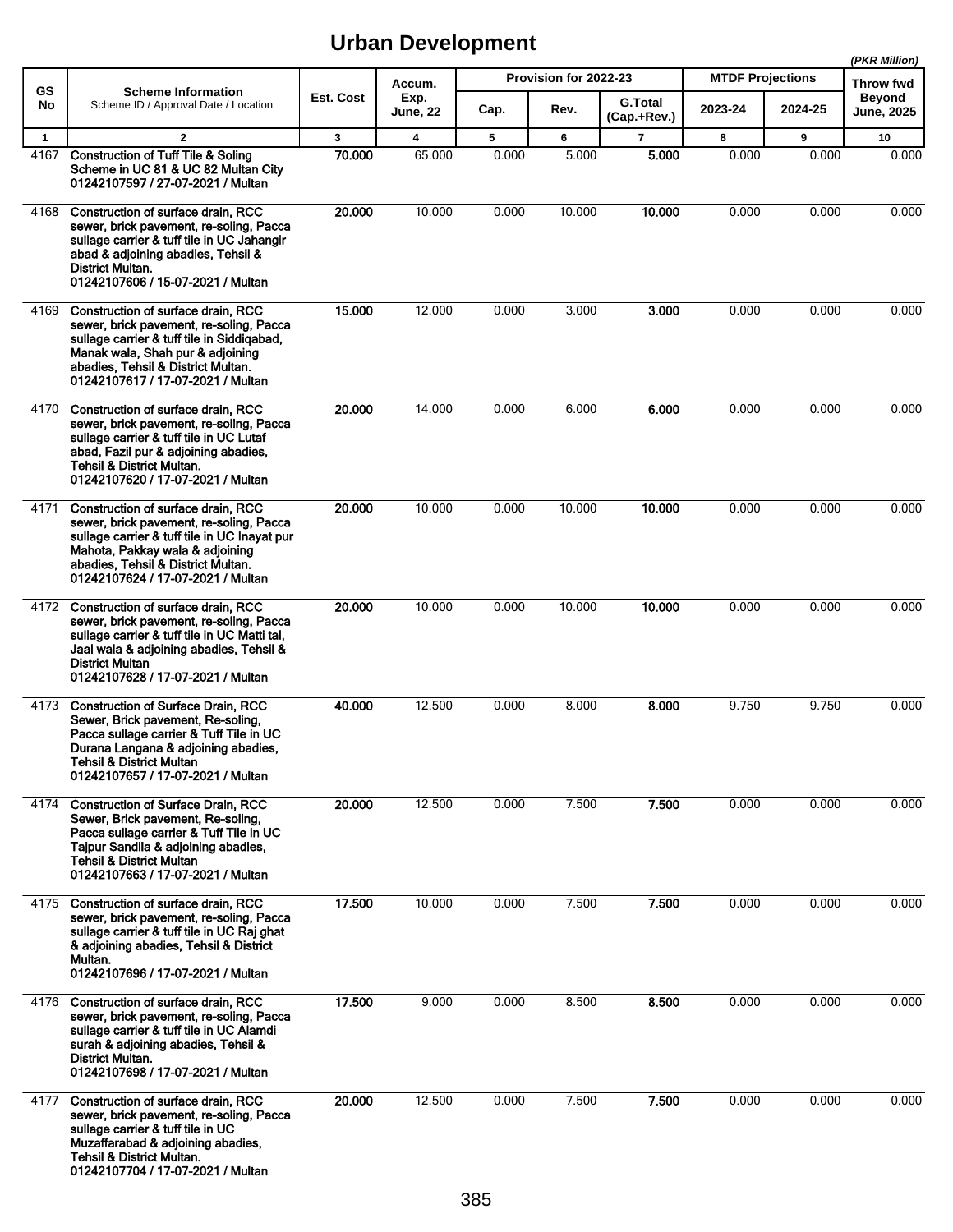# Urban Development

*(PKR Million)*

| GS No | Scheme Information<br>Scheme ID / Approval Date / Location | Est. Cost | Accum. Exp. June, 22 | Provision for 2022-23 | | | MTDF Projections | | Throw fwd Beyond June, 2025 |
|---|---|---|---|---|---|---|---|---|---|
| | | | | Cap. | Rev. | G.Total (Cap.+Rev.) | 2023-24 | 2024-25 | |
| 1 | 2 | 3 | 4 | 5 | 6 | 7 | 8 | 9 | 10 |
| 4167 | **Construction of Tuff Tile & Soling Scheme in UC 81 & UC 82 Multan City**<br>**01242107597 / 27-07-2021 / Multan** | **70.000** | 65.000 | 0.000 | 5.000 | **5.000** | 0.000 | 0.000 | 0.000 |
| 4168 | **Construction of surface drain, RCC sewer, brick pavement, re-soling, Pacca sullage carrier & tuff tile in UC Jahangir abad & adjoining abadies, Tehsil & District Multan.**<br>**01242107606 / 15-07-2021 / Multan** | **20.000** | 10.000 | 0.000 | 10.000 | **10.000** | 0.000 | 0.000 | 0.000 |
| 4169 | **Construction of surface drain, RCC sewer, brick pavement, re-soling, Pacca sullage carrier & tuff tile in Siddiqabad, Manak wala, Shah pur & adjoining abadies, Tehsil & District Multan.**<br>**01242107617 / 17-07-2021 / Multan** | **15.000** | 12.000 | 0.000 | 3.000 | **3.000** | 0.000 | 0.000 | 0.000 |
| 4170 | **Construction of surface drain, RCC sewer, brick pavement, re-soling, Pacca sullage carrier & tuff tile in UC Lutaf abad, Fazil pur & adjoining abadies, Tehsil & District Multan.**<br>**01242107620 / 17-07-2021 / Multan** | **20.000** | 14.000 | 0.000 | 6.000 | **6.000** | 0.000 | 0.000 | 0.000 |
| 4171 | **Construction of surface drain, RCC sewer, brick pavement, re-soling, Pacca sullage carrier & tuff tile in UC Inayat pur Mahota, Pakkay wala & adjoining abadies, Tehsil & District Multan.**<br>**01242107624 / 17-07-2021 / Multan** | **20.000** | 10.000 | 0.000 | 10.000 | **10.000** | 0.000 | 0.000 | 0.000 |
| 4172 | **Construction of surface drain, RCC sewer, brick pavement, re-soling, Pacca sullage carrier & tuff tile in UC Matti tal, Jaal wala & adjoining abadies, Tehsil & District Multan**<br>**01242107628 / 17-07-2021 / Multan** | **20.000** | 10.000 | 0.000 | 10.000 | **10.000** | 0.000 | 0.000 | 0.000 |
| 4173 | **Construction of Surface Drain, RCC Sewer, Brick pavement, Re-soling, Pacca sullage carrier & Tuff Tile in UC Durana Langana & adjoining abadies, Tehsil & District Multan**<br>**01242107657 / 17-07-2021 / Multan** | **40.000** | 12.500 | 0.000 | 8.000 | **8.000** | 9.750 | 9.750 | 0.000 |
| 4174 | **Construction of Surface Drain, RCC Sewer, Brick pavement, Re-soling, Pacca sullage carrier & Tuff Tile in UC Tajpur Sandila & adjoining abadies, Tehsil & District Multan**<br>**01242107663 / 17-07-2021 / Multan** | **20.000** | 12.500 | 0.000 | 7.500 | **7.500** | 0.000 | 0.000 | 0.000 |
| 4175 | **Construction of surface drain, RCC sewer, brick pavement, re-soling, Pacca sullage carrier & tuff tile in UC Raj ghat & adjoining abadies, Tehsil & District Multan.**<br>**01242107696 / 17-07-2021 / Multan** | **17.500** | 10.000 | 0.000 | 7.500 | **7.500** | 0.000 | 0.000 | 0.000 |
| 4176 | **Construction of surface drain, RCC sewer, brick pavement, re-soling, Pacca sullage carrier & tuff tile in UC Alamdi surah & adjoining abadies, Tehsil & District Multan.**<br>**01242107698 / 17-07-2021 / Multan** | **17.500** | 9.000 | 0.000 | 8.500 | **8.500** | 0.000 | 0.000 | 0.000 |
| 4177 | **Construction of surface drain, RCC sewer, brick pavement, re-soling, Pacca sullage carrier & tuff tile in UC Muzaffarabad & adjoining abadies, Tehsil & District Multan.**<br>**01242107704 / 17-07-2021 / Multan** | **20.000** | 12.500 | 0.000 | 7.500 | **7.500** | 0.000 | 0.000 | 0.000 |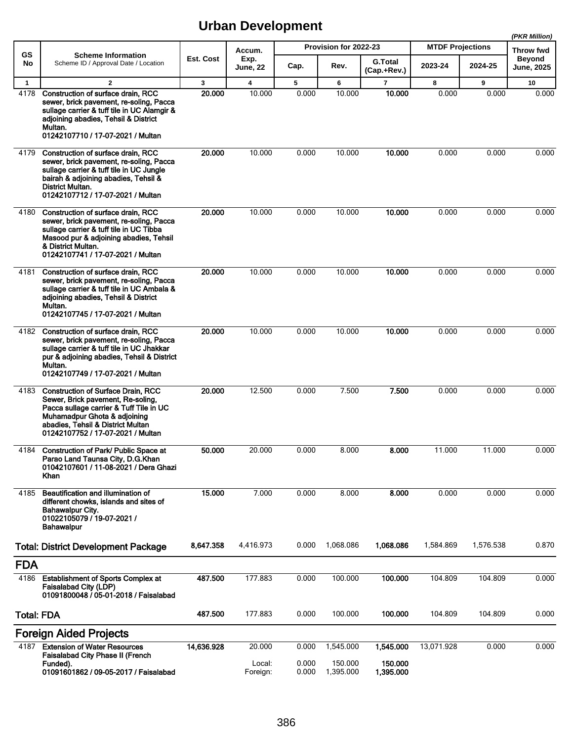# Urban Development

*(PKR Million)*

| GS No | Scheme Information<br>Scheme ID / Approval Date / Location | Est. Cost | Accum. Exp. June, 22 | Provision for 2022-23 | | | MTDF Projections | | Throw fwd Beyond June, 2025 |
|---|---|---|---|---|---|---|---|---|---|
| | | | | Cap. | Rev. | G.Total (Cap.+Rev.) | 2023-24 | 2024-25 | |
| 1 | 2 | 3 | 4 | 5 | 6 | 7 | 8 | 9 | 10 |
| 4178 | **Construction of surface drain, RCC sewer, brick pavement, re-soling, Pacca sullage carrier & tuff tile in UC Alamgir & adjoining abadies, Tehsil & District Multan.**<br>**01242107710 / 17-07-2021 / Multan** | **20.000** | 10.000 | 0.000 | 10.000 | **10.000** | 0.000 | 0.000 | 0.000 |
| 4179 | **Construction of surface drain, RCC sewer, brick pavement, re-soling, Pacca sullage carrier & tuff tile in UC Jungle bairah & adjoining abadies, Tehsil & District Multan.**<br>**01242107712 / 17-07-2021 / Multan** | **20.000** | 10.000 | 0.000 | 10.000 | **10.000** | 0.000 | 0.000 | 0.000 |
| 4180 | **Construction of surface drain, RCC sewer, brick pavement, re-soling, Pacca sullage carrier & tuff tile in UC Tibba Masood pur & adjoining abadies, Tehsil & District Multan.**<br>**01242107741 / 17-07-2021 / Multan** | **20.000** | 10.000 | 0.000 | 10.000 | **10.000** | 0.000 | 0.000 | 0.000 |
| 4181 | **Construction of surface drain, RCC sewer, brick pavement, re-soling, Pacca sullage carrier & tuff tile in UC Ambala & adjoining abadies, Tehsil & District Multan.**<br>**01242107745 / 17-07-2021 / Multan** | **20.000** | 10.000 | 0.000 | 10.000 | **10.000** | 0.000 | 0.000 | 0.000 |
| 4182 | **Construction of surface drain, RCC sewer, brick pavement, re-soling, Pacca sullage carrier & tuff tile in UC Jhakkar pur & adjoining abadies, Tehsil & District Multan.**<br>**01242107749 / 17-07-2021 / Multan** | **20.000** | 10.000 | 0.000 | 10.000 | **10.000** | 0.000 | 0.000 | 0.000 |
| 4183 | **Construction of Surface Drain, RCC Sewer, Brick pavement, Re-soling, Pacca sullage carrier & Tuff Tile in UC Muhamadpur Ghota & adjoining abadies, Tehsil & District Multan**<br>**01242107752 / 17-07-2021 / Multan** | **20.000** | 12.500 | 0.000 | 7.500 | **7.500** | 0.000 | 0.000 | 0.000 |
| 4184 | **Construction of Park/ Public Space at Parao Land Taunsa City, D.G.Khan**<br>**01042107601 / 11-08-2021 / Dera Ghazi Khan** | **50.000** | 20.000 | 0.000 | 8.000 | **8.000** | 11.000 | 11.000 | 0.000 |
| 4185 | **Beautification and illumination of different chowks, islands and sites of Bahawalpur City.**<br>**01022105079 / 19-07-2021 / Bahawalpur** | **15.000** | 7.000 | 0.000 | 8.000 | **8.000** | 0.000 | 0.000 | 0.000 |
| | **Total: District Development Package** | **8,647.358** | 4,416.973 | 0.000 | 1,068.086 | **1,068.086** | 1,584.869 | 1,576.538 | 0.870 |
| | **FDA** | | | | | | | | |
| 4186 | **Establishment of Sports Complex at Faisalabad City (LDP)**<br>**01091800048 / 05-01-2018 / Faisalabad** | **487.500** | 177.883 | 0.000 | 100.000 | **100.000** | 104.809 | 104.809 | 0.000 |
| | **Total: FDA** | **487.500** | 177.883 | 0.000 | 100.000 | **100.000** | 104.809 | 104.809 | 0.000 |
| | **Foreign Aided Projects** | | | | | | | | |
| 4187 | **Extension of Water Resources Faisalabad City Phase II (French Funded).**<br>**01091601862 / 09-05-2017 / Faisalabad** | **14,636.928** | 20.000 | 0.000 | 1,545.000 | **1,545.000** | 13,071.928 | 0.000 | 0.000 |
| | | | Local: | 0.000 | 150.000 | **150.000** | | | |
| | | | Foreign: | 0.000 | 1,395.000 | **1,395.000** | | | |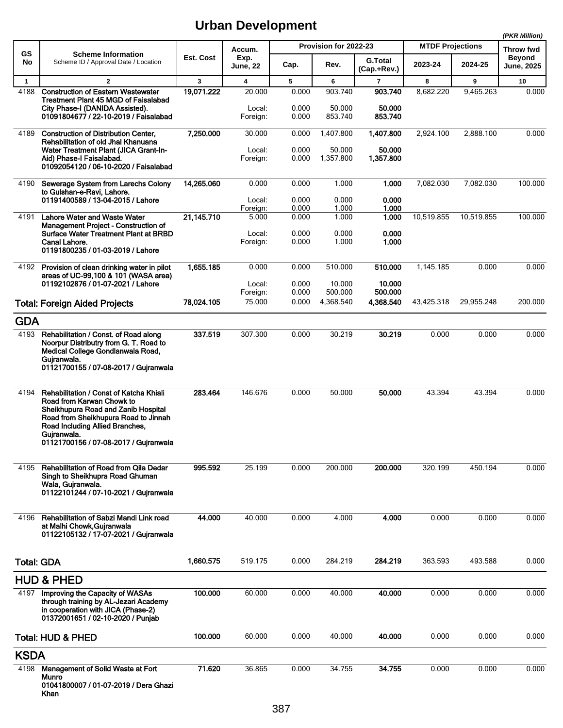# Urban Development

*(PKR Million)*

| GS No | Scheme Information<br>Scheme ID / Approval Date / Location | Est. Cost | Accum. Exp. June, 22 | Provision for 2022-23 Cap. | Rev. | G.Total (Cap.+Rev.) | MTDF Projections 2023-24 | 2024-25 | Throw fwd Beyond June, 2025 |
|---|---|---|---|---|---|---|---|---|---|
| 1 | 2 | 3 | 4 | 5 | 6 | 7 | 8 | 9 | 10 |
| 4188 | **Construction of Eastern Wastewater Treatment Plant 45 MGD of Faisalabad City Phase-I (DANIDA Assisted).**<br>**01091804677 / 22-10-2019 / Faisalabad** | **19,071.222** | 20.000 | 0.000 | 903.740 | **903.740** | 8,682.220 | 9,465.263 | 0.000 |
| | | | Local: | 0.000 | 50.000 | **50.000** | | | |
| | | | Foreign: | 0.000 | 853.740 | **853.740** | | | |
| 4189 | **Construction of Distribution Center, Rehabilitation of old Jhal Khanuana Water Treatment Plant (JICA Grant-In-Aid) Phase-I Faisalabad.**<br>**01092054120 / 06-10-2020 / Faisalabad** | **7,250.000** | 30.000 | 0.000 | 1,407.800 | **1,407.800** | 2,924.100 | 2,888.100 | 0.000 |
| | | | Local: | 0.000 | 50.000 | **50.000** | | | |
| | | | Foreign: | 0.000 | 1,357.800 | **1,357.800** | | | |
| 4190 | **Sewerage System from Larechs Colony to Gulshan-e-Ravi, Lahore.**<br>**01191400589 / 13-04-2015 / Lahore** | **14,265.060** | 0.000 | 0.000 | 1.000 | **1.000** | 7,082.030 | 7,082.030 | 100.000 |
| | | | Local: | 0.000 | 0.000 | **0.000** | | | |
| | | | Foreign: | 0.000 | 1.000 | **1.000** | | | |
| 4191 | **Lahore Water and Waste Water Management Project - Construction of Surface Water Treatment Plant at BRBD Canal Lahore.**<br>**01191800235 / 01-03-2019 / Lahore** | **21,145.710** | 5.000 | 0.000 | 1.000 | **1.000** | 10,519.855 | 10,519.855 | 100.000 |
| | | | Local: | 0.000 | 0.000 | **0.000** | | | |
| | | | Foreign: | 0.000 | 1.000 | **1.000** | | | |
| 4192 | **Provision of clean drinking water in pilot areas of UC-99,100 & 101 (WASA area)**<br>**01192102876 / 01-07-2021 / Lahore** | **1,655.185** | 0.000 | 0.000 | 510.000 | **510.000** | 1,145.185 | 0.000 | 0.000 |
| | | | Local: | 0.000 | 10.000 | **10.000** | | | |
| | | | Foreign: | 0.000 | 500.000 | **500.000** | | | |
| | **Total: Foreign Aided Projects** | **78,024.105** | 75.000 | 0.000 | 4,368.540 | **4,368.540** | 43,425.318 | 29,955.248 | 200.000 |
| | **GDA** | | | | | | | | |
| 4193 | **Rehabilitation / Const. of Road along Noorpur Distributry from G. T. Road to Medical College Gondlanwala Road, Gujranwala.**<br>**01121700155 / 07-08-2017 / Gujranwala** | **337.519** | 307.300 | 0.000 | 30.219 | **30.219** | 0.000 | 0.000 | 0.000 |
| 4194 | **Rehabilitation / Const of Katcha Khiali Road from Karwan Chowk to Sheikhupura Road and Zanib Hospital Road from Sheikhupura Road to Jinnah Road Including Allied Branches, Gujranwala.**<br>**01121700156 / 07-08-2017 / Gujranwala** | **283.464** | 146.676 | 0.000 | 50.000 | **50.000** | 43.394 | 43.394 | 0.000 |
| 4195 | **Rehabilitation of Road from Qila Dedar Singh to Sheikhupra Road Ghuman Wala, Gujranwala.**<br>**01122101244 / 07-10-2021 / Gujranwala** | **995.592** | 25.199 | 0.000 | 200.000 | **200.000** | 320.199 | 450.194 | 0.000 |
| 4196 | **Rehabilitation of Sabzi Mandi Link road at Malhi Chowk,Gujranwala**<br>**01122105132 / 17-07-2021 / Gujranwala** | **44.000** | 40.000 | 0.000 | 4.000 | **4.000** | 0.000 | 0.000 | 0.000 |
| | **Total: GDA** | **1,660.575** | 519.175 | 0.000 | 284.219 | **284.219** | 363.593 | 493.588 | 0.000 |
| | **HUD & PHED** | | | | | | | | |
| 4197 | **Improving the Capacity of WASAs through training by AL-Jezari Academy in cooperation with JICA (Phase-2)**<br>**01372001651 / 02-10-2020 / Punjab** | **100.000** | 60.000 | 0.000 | 40.000 | **40.000** | 0.000 | 0.000 | 0.000 |
| | **Total: HUD & PHED** | **100.000** | 60.000 | 0.000 | 40.000 | **40.000** | 0.000 | 0.000 | 0.000 |
| | **KSDA** | | | | | | | | |
| 4198 | **Management of Solid Waste at Fort Munro**<br>**01041800007 / 01-07-2019 / Dera Ghazi Khan** | **71.620** | 36.865 | 0.000 | 34.755 | **34.755** | 0.000 | 0.000 | 0.000 |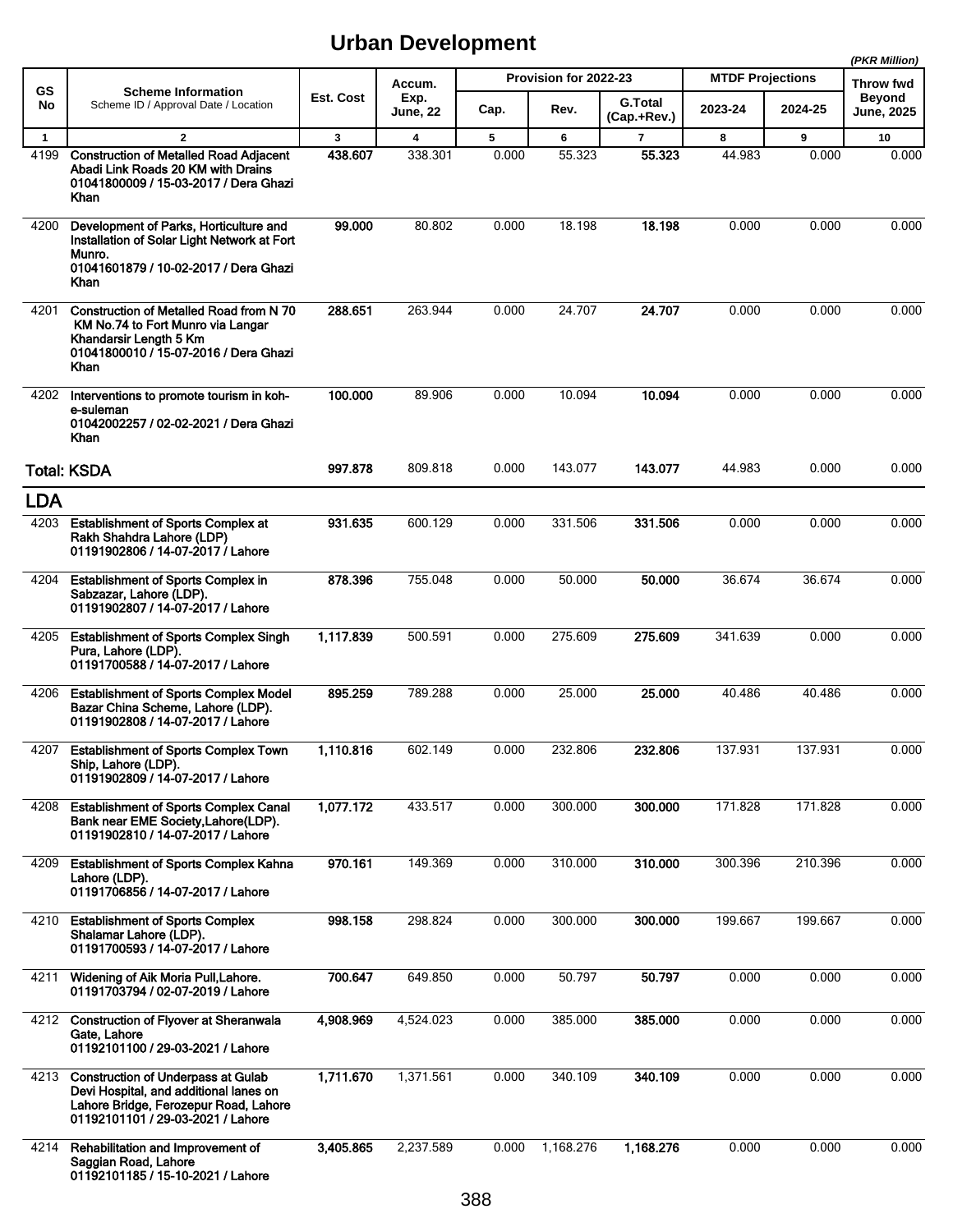# Urban Development

*(PKR Million)*

| GS No | Scheme Information<br>Scheme ID / Approval Date / Location | Est. Cost | Accum. Exp. June, 22 | Provision for 2022-23 | | | MTDF Projections | | Throw fwd Beyond June, 2025 |
|---|---|---|---|---|---|---|---|---|---|
| | | | | Cap. | Rev. | G.Total (Cap.+Rev.) | 2023-24 | 2024-25 | |
| 1 | 2 | 3 | 4 | 5 | 6 | 7 | 8 | 9 | 10 |
| 4199 | **Construction of Metalled Road Adjacent Abadi Link Roads 20 KM with Drains**<br>**01041800009 / 15-03-2017 / Dera Ghazi Khan** | **438.607** | 338.301 | 0.000 | 55.323 | **55.323** | 44.983 | 0.000 | 0.000 |
| 4200 | **Development of Parks, Horticulture and Installation of Solar Light Network at Fort Munro.**<br>**01041601879 / 10-02-2017 / Dera Ghazi Khan** | **99.000** | 80.802 | 0.000 | 18.198 | **18.198** | 0.000 | 0.000 | 0.000 |
| 4201 | **Construction of Metalled Road from N 70 KM No.74 to Fort Munro via Langar Khandarsir Length 5 Km**<br>**01041800010 / 15-07-2016 / Dera Ghazi Khan** | **288.651** | 263.944 | 0.000 | 24.707 | **24.707** | 0.000 | 0.000 | 0.000 |
| 4202 | **Interventions to promote tourism in koh-e-suleman**<br>**01042002257 / 02-02-2021 / Dera Ghazi Khan** | **100.000** | 89.906 | 0.000 | 10.094 | **10.094** | 0.000 | 0.000 | 0.000 |
| **Total: KSDA** | | **997.878** | 809.818 | 0.000 | 143.077 | **143.077** | 44.983 | 0.000 | 0.000 |
| **LDA** | | | | | | | | | |
| 4203 | **Establishment of Sports Complex at Rakh Shahdra Lahore (LDP)**<br>**01191902806 / 14-07-2017 / Lahore** | **931.635** | 600.129 | 0.000 | 331.506 | **331.506** | 0.000 | 0.000 | 0.000 |
| 4204 | **Establishment of Sports Complex in Sabzazar, Lahore (LDP).**<br>**01191902807 / 14-07-2017 / Lahore** | **878.396** | 755.048 | 0.000 | 50.000 | **50.000** | 36.674 | 36.674 | 0.000 |
| 4205 | **Establishment of Sports Complex Singh Pura, Lahore (LDP).**<br>**01191700588 / 14-07-2017 / Lahore** | **1,117.839** | 500.591 | 0.000 | 275.609 | **275.609** | 341.639 | 0.000 | 0.000 |
| 4206 | **Establishment of Sports Complex Model Bazar China Scheme, Lahore (LDP).**<br>**01191902808 / 14-07-2017 / Lahore** | **895.259** | 789.288 | 0.000 | 25.000 | **25.000** | 40.486 | 40.486 | 0.000 |
| 4207 | **Establishment of Sports Complex Town Ship, Lahore (LDP).**<br>**01191902809 / 14-07-2017 / Lahore** | **1,110.816** | 602.149 | 0.000 | 232.806 | **232.806** | 137.931 | 137.931 | 0.000 |
| 4208 | **Establishment of Sports Complex Canal Bank near EME Society,Lahore(LDP).**<br>**01191902810 / 14-07-2017 / Lahore** | **1,077.172** | 433.517 | 0.000 | 300.000 | **300.000** | 171.828 | 171.828 | 0.000 |
| 4209 | **Establishment of Sports Complex Kahna Lahore (LDP).**<br>**01191706856 / 14-07-2017 / Lahore** | **970.161** | 149.369 | 0.000 | 310.000 | **310.000** | 300.396 | 210.396 | 0.000 |
| 4210 | **Establishment of Sports Complex Shalamar Lahore (LDP).**<br>**01191700593 / 14-07-2017 / Lahore** | **998.158** | 298.824 | 0.000 | 300.000 | **300.000** | 199.667 | 199.667 | 0.000 |
| 4211 | **Widening of Aik Moria Pull,Lahore.**<br>**01191703794 / 02-07-2019 / Lahore** | **700.647** | 649.850 | 0.000 | 50.797 | **50.797** | 0.000 | 0.000 | 0.000 |
| 4212 | **Construction of Flyover at Sheranwala Gate, Lahore**<br>**01192101100 / 29-03-2021 / Lahore** | **4,908.969** | 4,524.023 | 0.000 | 385.000 | **385.000** | 0.000 | 0.000 | 0.000 |
| 4213 | **Construction of Underpass at Gulab Devi Hospital, and additional lanes on Lahore Bridge, Ferozepur Road, Lahore**<br>**01192101101 / 29-03-2021 / Lahore** | **1,711.670** | 1,371.561 | 0.000 | 340.109 | **340.109** | 0.000 | 0.000 | 0.000 |
| 4214 | **Rehabilitation and Improvement of Saggian Road, Lahore**<br>**01192101185 / 15-10-2021 / Lahore** | **3,405.865** | 2,237.589 | 0.000 | 1,168.276 | **1,168.276** | 0.000 | 0.000 | 0.000 |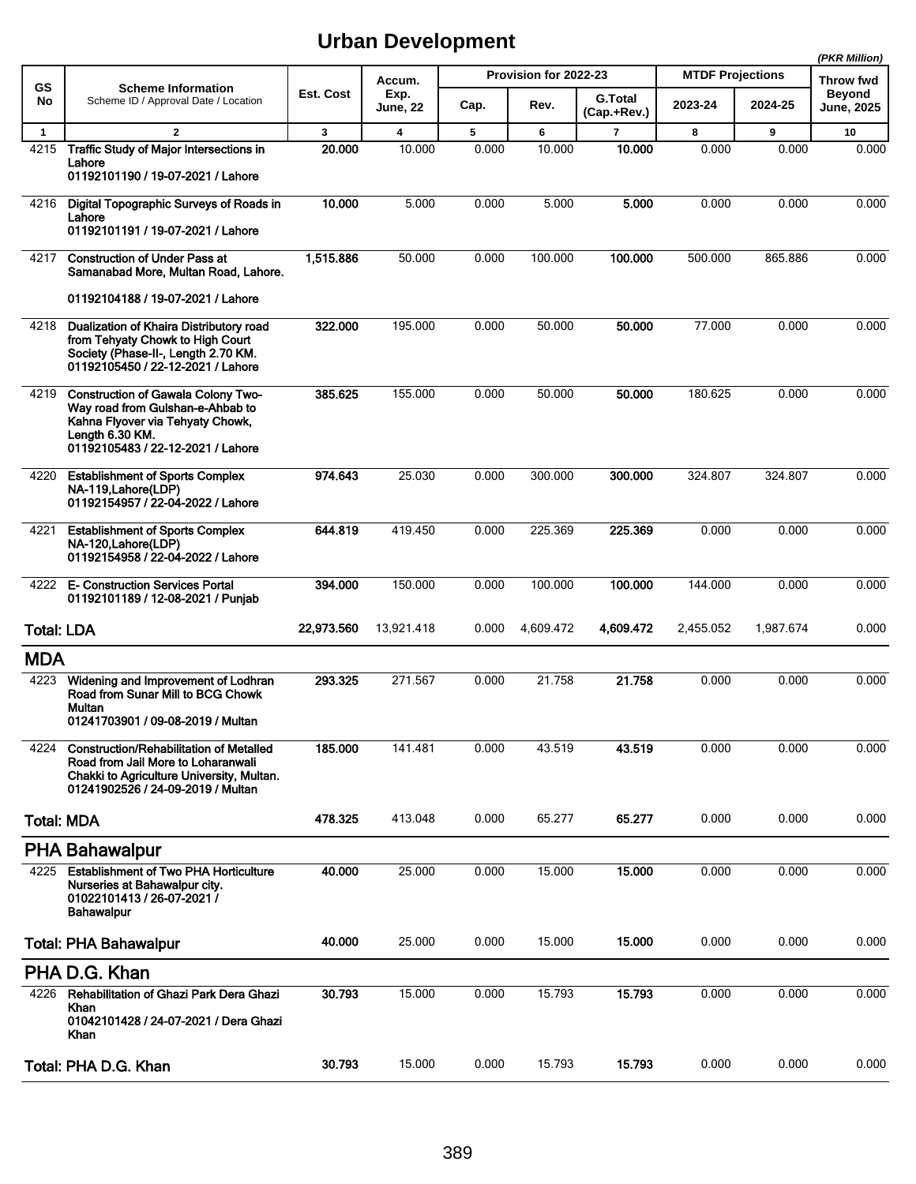# Urban Development

*(PKR Million)*

| GS No | Scheme Information<br>Scheme ID / Approval Date / Location | Est. Cost | Accum. Exp. June, 22 | Provision for 2022-23 | | | MTDF Projections | | Throw fwd Beyond June, 2025 |
|---|---|---|---|---|---|---|---|---|---|
| | | | | Cap. | Rev. | G.Total (Cap.+Rev.) | 2023-24 | 2024-25 | |
| 1 | 2 | 3 | 4 | 5 | 6 | 7 | 8 | 9 | 10 |
| 4215 | **Traffic Study of Major Intersections in Lahore**<br>**01192101190 / 19-07-2021 / Lahore** | **20.000** | 10.000 | 0.000 | 10.000 | **10.000** | 0.000 | 0.000 | 0.000 |
| 4216 | **Digital Topographic Surveys of Roads in Lahore**<br>**01192101191 / 19-07-2021 / Lahore** | **10.000** | 5.000 | 0.000 | 5.000 | **5.000** | 0.000 | 0.000 | 0.000 |
| 4217 | **Construction of Under Pass at Samanabad More, Multan Road, Lahore.**<br>**01192104188 / 19-07-2021 / Lahore** | **1,515.886** | 50.000 | 0.000 | 100.000 | **100.000** | 500.000 | 865.886 | 0.000 |
| 4218 | **Dualization of Khaira Distributory road from Tehyaty Chowk to High Court Society (Phase-II-, Length 2.70 KM.**<br>**01192105450 / 22-12-2021 / Lahore** | **322.000** | 195.000 | 0.000 | 50.000 | **50.000** | 77.000 | 0.000 | 0.000 |
| 4219 | **Construction of Gawala Colony Two-Way road from Gulshan-e-Ahbab to Kahna Flyover via Tehyaty Chowk, Length 6.30 KM.**<br>**01192105483 / 22-12-2021 / Lahore** | **385.625** | 155.000 | 0.000 | 50.000 | **50.000** | 180.625 | 0.000 | 0.000 |
| 4220 | **Establishment of Sports Complex NA-119,Lahore(LDP)**<br>**01192154957 / 22-04-2022 / Lahore** | **974.643** | 25.030 | 0.000 | 300.000 | **300.000** | 324.807 | 324.807 | 0.000 |
| 4221 | **Establishment of Sports Complex NA-120,Lahore(LDP)**<br>**01192154958 / 22-04-2022 / Lahore** | **644.819** | 419.450 | 0.000 | 225.369 | **225.369** | 0.000 | 0.000 | 0.000 |
| 4222 | **E- Construction Services Portal**<br>**01192101189 / 12-08-2021 / Punjab** | **394.000** | 150.000 | 0.000 | 100.000 | **100.000** | 144.000 | 0.000 | 0.000 |
| **Total: LDA** | | **22,973.560** | 13,921.418 | 0.000 | 4,609.472 | **4,609.472** | 2,455.052 | 1,987.674 | 0.000 |
| **MDA** | | | | | | | | | |
| 4223 | **Widening and Improvement of Lodhran Road from Sunar Mill to BCG Chowk Multan**<br>**01241703901 / 09-08-2019 / Multan** | **293.325** | 271.567 | 0.000 | 21.758 | **21.758** | 0.000 | 0.000 | 0.000 |
| 4224 | **Construction/Rehabilitation of Metalled Road from Jail More to Loharanwali Chakki to Agriculture University, Multan.**<br>**01241902526 / 24-09-2019 / Multan** | **185.000** | 141.481 | 0.000 | 43.519 | **43.519** | 0.000 | 0.000 | 0.000 |
| **Total: MDA** | | **478.325** | 413.048 | 0.000 | 65.277 | **65.277** | 0.000 | 0.000 | 0.000 |
| **PHA Bahawalpur** | | | | | | | | | |
| 4225 | **Establishment of Two PHA Horticulture Nurseries at Bahawalpur city.**<br>**01022101413 / 26-07-2021 / Bahawalpur** | **40.000** | 25.000 | 0.000 | 15.000 | **15.000** | 0.000 | 0.000 | 0.000 |
| **Total: PHA Bahawalpur** | | **40.000** | 25.000 | 0.000 | 15.000 | **15.000** | 0.000 | 0.000 | 0.000 |
| **PHA D.G. Khan** | | | | | | | | | |
| 4226 | **Rehabilitation of Ghazi Park Dera Ghazi Khan**<br>**01042101428 / 24-07-2021 / Dera Ghazi Khan** | **30.793** | 15.000 | 0.000 | 15.793 | **15.793** | 0.000 | 0.000 | 0.000 |
| **Total: PHA D.G. Khan** | | **30.793** | 15.000 | 0.000 | 15.793 | **15.793** | 0.000 | 0.000 | 0.000 |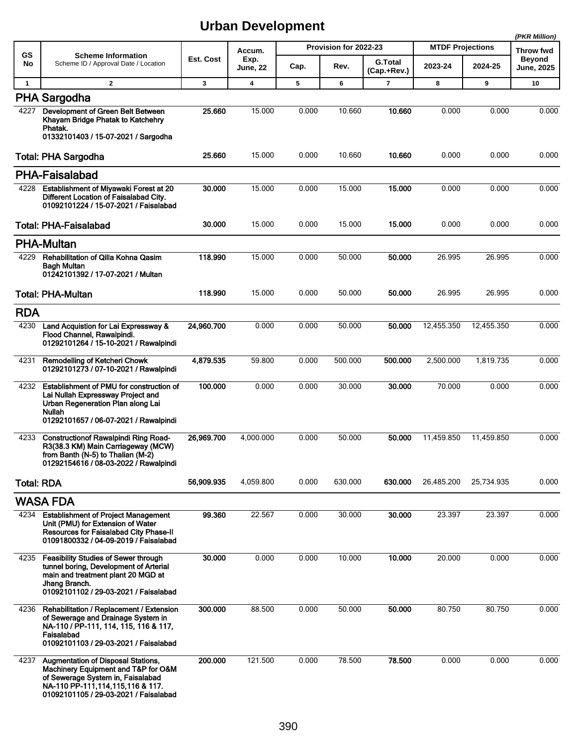# Urban Development

*(PKR Million)*

| GS No | Scheme Information<br>Scheme ID / Approval Date / Location | Est. Cost | Accum. Exp. June, 22 | Provision for 2022-23 | | | MTDF Projections | | Throw fwd Beyond June, 2025 |
|---|---|---|---|---|---|---|---|---|---|
| | | | | Cap. | Rev. | G.Total (Cap.+Rev.) | 2023-24 | 2024-25 | |
| 1 | 2 | 3 | 4 | 5 | 6 | 7 | 8 | 9 | 10 |
| **PHA Sargodha** | | | | | | | | | |
| 4227 | **Development of Green Belt Between Khayam Bridge Phatak to Katchehry Phatak.**<br>**01332101403 / 15-07-2021 / Sargodha** | **25.660** | 15.000 | 0.000 | 10.660 | **10.660** | 0.000 | 0.000 | 0.000 |
| **Total: PHA Sargodha** | | **25.660** | 15.000 | 0.000 | 10.660 | **10.660** | 0.000 | 0.000 | 0.000 |
| **PHA-Faisalabad** | | | | | | | | | |
| 4228 | **Establishment of Miyawaki Forest at 20 Different Location of Faisalabad City.**<br>**01092101224 / 15-07-2021 / Faisalabad** | **30.000** | 15.000 | 0.000 | 15.000 | **15.000** | 0.000 | 0.000 | 0.000 |
| **Total: PHA-Faisalabad** | | **30.000** | 15.000 | 0.000 | 15.000 | **15.000** | 0.000 | 0.000 | 0.000 |
| **PHA-Multan** | | | | | | | | | |
| 4229 | **Rehabilitation of Qilla Kohna Qasim Bagh Multan**<br>**01242101392 / 17-07-2021 / Multan** | **118.990** | 15.000 | 0.000 | 50.000 | **50.000** | 26.995 | 26.995 | 0.000 |
| **Total: PHA-Multan** | | **118.990** | 15.000 | 0.000 | 50.000 | **50.000** | 26.995 | 26.995 | 0.000 |
| **RDA** | | | | | | | | | |
| 4230 | **Land Acquistion for Lai Expressway & Flood Channel, Rawalpindi.**<br>**01292101264 / 15-10-2021 / Rawalpindi** | **24,960.700** | 0.000 | 0.000 | 50.000 | **50.000** | 12,455.350 | 12,455.350 | 0.000 |
| 4231 | **Remodelling of Ketcheri Chowk**<br>**01292101273 / 07-10-2021 / Rawalpindi** | **4,879.535** | 59.800 | 0.000 | 500.000 | **500.000** | 2,500.000 | 1,819.735 | 0.000 |
| 4232 | **Establishment of PMU for construction of Lai Nullah Expressway Project and Urban Regeneration Plan along Lai Nullah**<br>**01292101657 / 06-07-2021 / Rawalpindi** | **100.000** | 0.000 | 0.000 | 30.000 | **30.000** | 70.000 | 0.000 | 0.000 |
| 4233 | **Constructionof Rawalpindi Ring Road-R3(38.3 KM) Main Carriageway (MCW) from Banth (N-5) to Thalian (M-2)**<br>**01292154616 / 08-03-2022 / Rawalpindi** | **26,969.700** | 4,000.000 | 0.000 | 50.000 | **50.000** | 11,459.850 | 11,459.850 | 0.000 |
| **Total: RDA** | | **56,909.935** | 4,059.800 | 0.000 | 630.000 | **630.000** | 26,485.200 | 25,734.935 | 0.000 |
| **WASA FDA** | | | | | | | | | |
| 4234 | **Establishment of Project Management Unit (PMU) for Extension of Water Resources for Faisalabad City Phase-II**<br>**01091800332 / 04-09-2019 / Faisalabad** | **99.360** | 22.567 | 0.000 | 30.000 | **30.000** | 23.397 | 23.397 | 0.000 |
| 4235 | **Feasibility Studies of Sewer through tunnel boring, Development of Arterial main and treatment plant 20 MGD at Jhang Branch.**<br>**01092101102 / 29-03-2021 / Faisalabad** | **30.000** | 0.000 | 0.000 | 10.000 | **10.000** | 20.000 | 0.000 | 0.000 |
| 4236 | **Rehabilitation / Replacement / Extension of Sewerage and Drainage System in NA-110 / PP-111, 114, 115, 116 & 117, Faisalabad**<br>**01092101103 / 29-03-2021 / Faisalabad** | **300.000** | 88.500 | 0.000 | 50.000 | **50.000** | 80.750 | 80.750 | 0.000 |
| 4237 | **Augmentation of Disposal Stations, Machinery Equipment and T&P for O&M of Sewerage System in, Faisalabad NA-110 PP-111,114,115,116 & 117.**<br>**01092101105 / 29-03-2021 / Faisalabad** | **200.000** | 121.500 | 0.000 | 78.500 | **78.500** | 0.000 | 0.000 | 0.000 |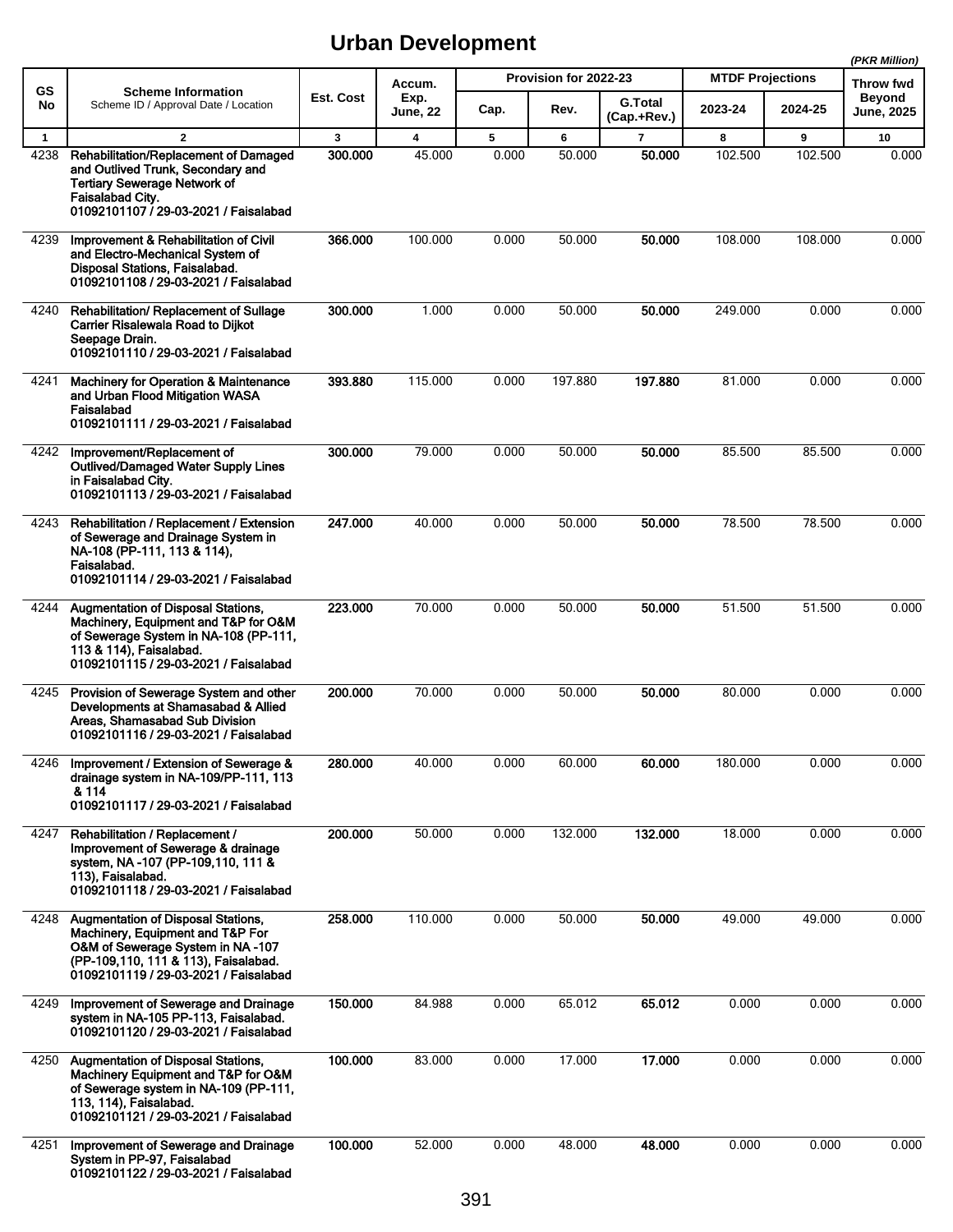# Urban Development

*(PKR Million)*

| GS No | Scheme Information<br>Scheme ID / Approval Date / Location | Est. Cost | Accum. Exp. June, 22 | Provision for 2022-23 | | | MTDF Projections | | Throw fwd Beyond June, 2025 |
|---|---|---|---|---|---|---|---|---|---|
| | | | | Cap. | Rev. | G.Total (Cap.+Rev.) | 2023-24 | 2024-25 | |
| 1 | 2 | 3 | 4 | 5 | 6 | 7 | 8 | 9 | 10 |
| 4238 | **Rehabilitation/Replacement of Damaged and Outlived Trunk, Secondary and Tertiary Sewerage Network of Faisalabad City.**<br>**01092101107 / 29-03-2021 / Faisalabad** | **300.000** | 45.000 | 0.000 | 50.000 | **50.000** | 102.500 | 102.500 | 0.000 |
| 4239 | **Improvement & Rehabilitation of Civil and Electro-Mechanical System of Disposal Stations, Faisalabad.**<br>**01092101108 / 29-03-2021 / Faisalabad** | **366.000** | 100.000 | 0.000 | 50.000 | **50.000** | 108.000 | 108.000 | 0.000 |
| 4240 | **Rehabilitation/ Replacement of Sullage Carrier Risalewala Road to Dijkot Seepage Drain.**<br>**01092101110 / 29-03-2021 / Faisalabad** | **300.000** | 1.000 | 0.000 | 50.000 | **50.000** | 249.000 | 0.000 | 0.000 |
| 4241 | **Machinery for Operation & Maintenance and Urban Flood Mitigation WASA Faisalabad**<br>**01092101111 / 29-03-2021 / Faisalabad** | **393.880** | 115.000 | 0.000 | 197.880 | **197.880** | 81.000 | 0.000 | 0.000 |
| 4242 | **Improvement/Replacement of Outlived/Damaged Water Supply Lines in Faisalabad City.**<br>**01092101113 / 29-03-2021 / Faisalabad** | **300.000** | 79.000 | 0.000 | 50.000 | **50.000** | 85.500 | 85.500 | 0.000 |
| 4243 | **Rehabilitation / Replacement / Extension of Sewerage and Drainage System in NA-108 (PP-111, 113 & 114), Faisalabad.**<br>**01092101114 / 29-03-2021 / Faisalabad** | **247.000** | 40.000 | 0.000 | 50.000 | **50.000** | 78.500 | 78.500 | 0.000 |
| 4244 | **Augmentation of Disposal Stations, Machinery, Equipment and T&P for O&M of Sewerage System in NA-108 (PP-111, 113 & 114), Faisalabad.**<br>**01092101115 / 29-03-2021 / Faisalabad** | **223.000** | 70.000 | 0.000 | 50.000 | **50.000** | 51.500 | 51.500 | 0.000 |
| 4245 | **Provision of Sewerage System and other Developments at Shamasabad & Allied Areas, Shamasabad Sub Division**<br>**01092101116 / 29-03-2021 / Faisalabad** | **200.000** | 70.000 | 0.000 | 50.000 | **50.000** | 80.000 | 0.000 | 0.000 |
| 4246 | **Improvement / Extension of Sewerage & drainage system in NA-109/PP-111, 113 & 114**<br>**01092101117 / 29-03-2021 / Faisalabad** | **280.000** | 40.000 | 0.000 | 60.000 | **60.000** | 180.000 | 0.000 | 0.000 |
| 4247 | **Rehabilitation / Replacement / Improvement of Sewerage & drainage system, NA -107 (PP-109,110, 111 & 113), Faisalabad.**<br>**01092101118 / 29-03-2021 / Faisalabad** | **200.000** | 50.000 | 0.000 | 132.000 | **132.000** | 18.000 | 0.000 | 0.000 |
| 4248 | **Augmentation of Disposal Stations, Machinery, Equipment and T&P For O&M of Sewerage System in NA -107 (PP-109,110, 111 & 113), Faisalabad.**<br>**01092101119 / 29-03-2021 / Faisalabad** | **258.000** | 110.000 | 0.000 | 50.000 | **50.000** | 49.000 | 49.000 | 0.000 |
| 4249 | **Improvement of Sewerage and Drainage system in NA-105 PP-113, Faisalabad.**<br>**01092101120 / 29-03-2021 / Faisalabad** | **150.000** | 84.988 | 0.000 | 65.012 | **65.012** | 0.000 | 0.000 | 0.000 |
| 4250 | **Augmentation of Disposal Stations, Machinery Equipment and T&P for O&M of Sewerage system in NA-109 (PP-111, 113, 114), Faisalabad.**<br>**01092101121 / 29-03-2021 / Faisalabad** | **100.000** | 83.000 | 0.000 | 17.000 | **17.000** | 0.000 | 0.000 | 0.000 |
| 4251 | **Improvement of Sewerage and Drainage System in PP-97, Faisalabad**<br>**01092101122 / 29-03-2021 / Faisalabad** | **100.000** | 52.000 | 0.000 | 48.000 | **48.000** | 0.000 | 0.000 | 0.000 |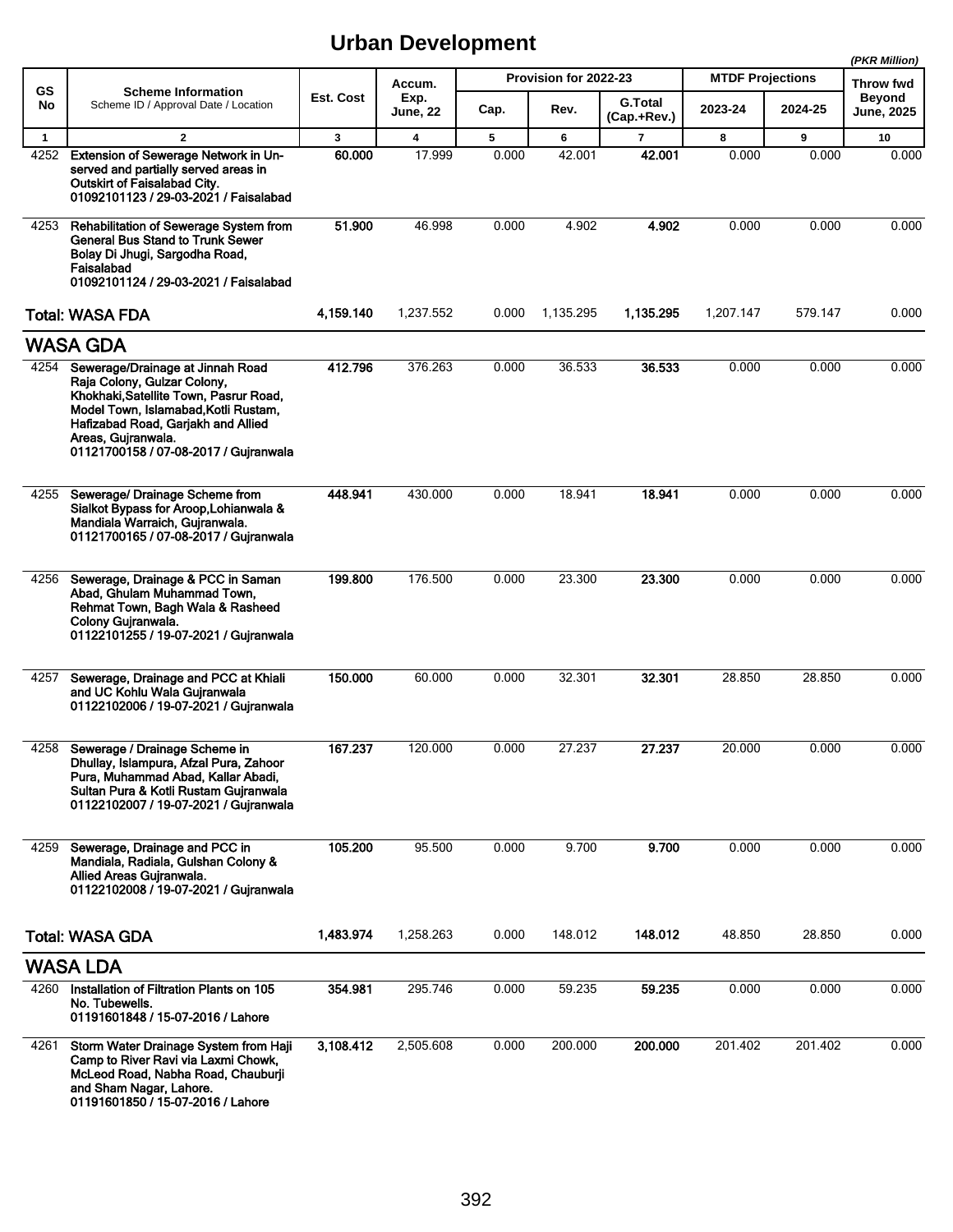# Urban Development

*(PKR Million)*

| GS No | Scheme Information<br>Scheme ID / Approval Date / Location | Est. Cost | Accum. Exp. June, 22 | Provision for 2022-23 | | | MTDF Projections | | Throw fwd Beyond June, 2025 |
|---|---|---|---|---|---|---|---|---|---|
| | | | | Cap. | Rev. | G.Total (Cap.+Rev.) | 2023-24 | 2024-25 | |
| 1 | 2 | 3 | 4 | 5 | 6 | 7 | 8 | 9 | 10 |
| 4252 | **Extension of Sewerage Network in Un-served and partially served areas in Outskirt of Faisalabad City.**<br>**01092101123 / 29-03-2021 / Faisalabad** | **60.000** | 17.999 | 0.000 | 42.001 | **42.001** | 0.000 | 0.000 | 0.000 |
| 4253 | **Rehabilitation of Sewerage System from General Bus Stand to Trunk Sewer Bolay Di Jhugi, Sargodha Road, Faisalabad**<br>**01092101124 / 29-03-2021 / Faisalabad** | **51.900** | 46.998 | 0.000 | 4.902 | **4.902** | 0.000 | 0.000 | 0.000 |
| | **Total: WASA FDA** | **4,159.140** | 1,237.552 | 0.000 | 1,135.295 | **1,135.295** | 1,207.147 | 579.147 | 0.000 |
| | **WASA GDA** | | | | | | | | |
| 4254 | **Sewerage/Drainage at Jinnah Road Raja Colony, Gulzar Colony, Khokhaki,Satellite Town, Pasrur Road, Model Town, Islamabad,Kotli Rustam, Hafizabad Road, Garjakh and Allied Areas, Gujranwala.**<br>**01121700158 / 07-08-2017 / Gujranwala** | **412.796** | 376.263 | 0.000 | 36.533 | **36.533** | 0.000 | 0.000 | 0.000 |
| 4255 | **Sewerage/ Drainage Scheme from Sialkot Bypass for Aroop,Lohianwala & Mandiala Warraich, Gujranwala.**<br>**01121700165 / 07-08-2017 / Gujranwala** | **448.941** | 430.000 | 0.000 | 18.941 | **18.941** | 0.000 | 0.000 | 0.000 |
| 4256 | **Sewerage, Drainage & PCC in Saman Abad, Ghulam Muhammad Town, Rehmat Town, Bagh Wala & Rasheed Colony Gujranwala.**<br>**01122101255 / 19-07-2021 / Gujranwala** | **199.800** | 176.500 | 0.000 | 23.300 | **23.300** | 0.000 | 0.000 | 0.000 |
| 4257 | **Sewerage, Drainage and PCC at Khiali and UC Kohlu Wala Gujranwala**<br>**01122102006 / 19-07-2021 / Gujranwala** | **150.000** | 60.000 | 0.000 | 32.301 | **32.301** | 28.850 | 28.850 | 0.000 |
| 4258 | **Sewerage / Drainage Scheme in Dhullay, Islampura, Afzal Pura, Zahoor Pura, Muhammad Abad, Kallar Abadi, Sultan Pura & Kotli Rustam Gujranwala**<br>**01122102007 / 19-07-2021 / Gujranwala** | **167.237** | 120.000 | 0.000 | 27.237 | **27.237** | 20.000 | 0.000 | 0.000 |
| 4259 | **Sewerage, Drainage and PCC in Mandiala, Radiala, Gulshan Colony & Allied Areas Gujranwala.**<br>**01122102008 / 19-07-2021 / Gujranwala** | **105.200** | 95.500 | 0.000 | 9.700 | **9.700** | 0.000 | 0.000 | 0.000 |
| | **Total: WASA GDA** | **1,483.974** | 1,258.263 | 0.000 | 148.012 | **148.012** | 48.850 | 28.850 | 0.000 |
| | **WASA LDA** | | | | | | | | |
| 4260 | **Installation of Filtration Plants on 105 No. Tubewells.**<br>**01191601848 / 15-07-2016 / Lahore** | **354.981** | 295.746 | 0.000 | 59.235 | **59.235** | 0.000 | 0.000 | 0.000 |
| 4261 | **Storm Water Drainage System from Haji Camp to River Ravi via Laxmi Chowk, McLeod Road, Nabha Road, Chauburji and Sham Nagar, Lahore.**<br>**01191601850 / 15-07-2016 / Lahore** | **3,108.412** | 2,505.608 | 0.000 | 200.000 | **200.000** | 201.402 | 201.402 | 0.000 |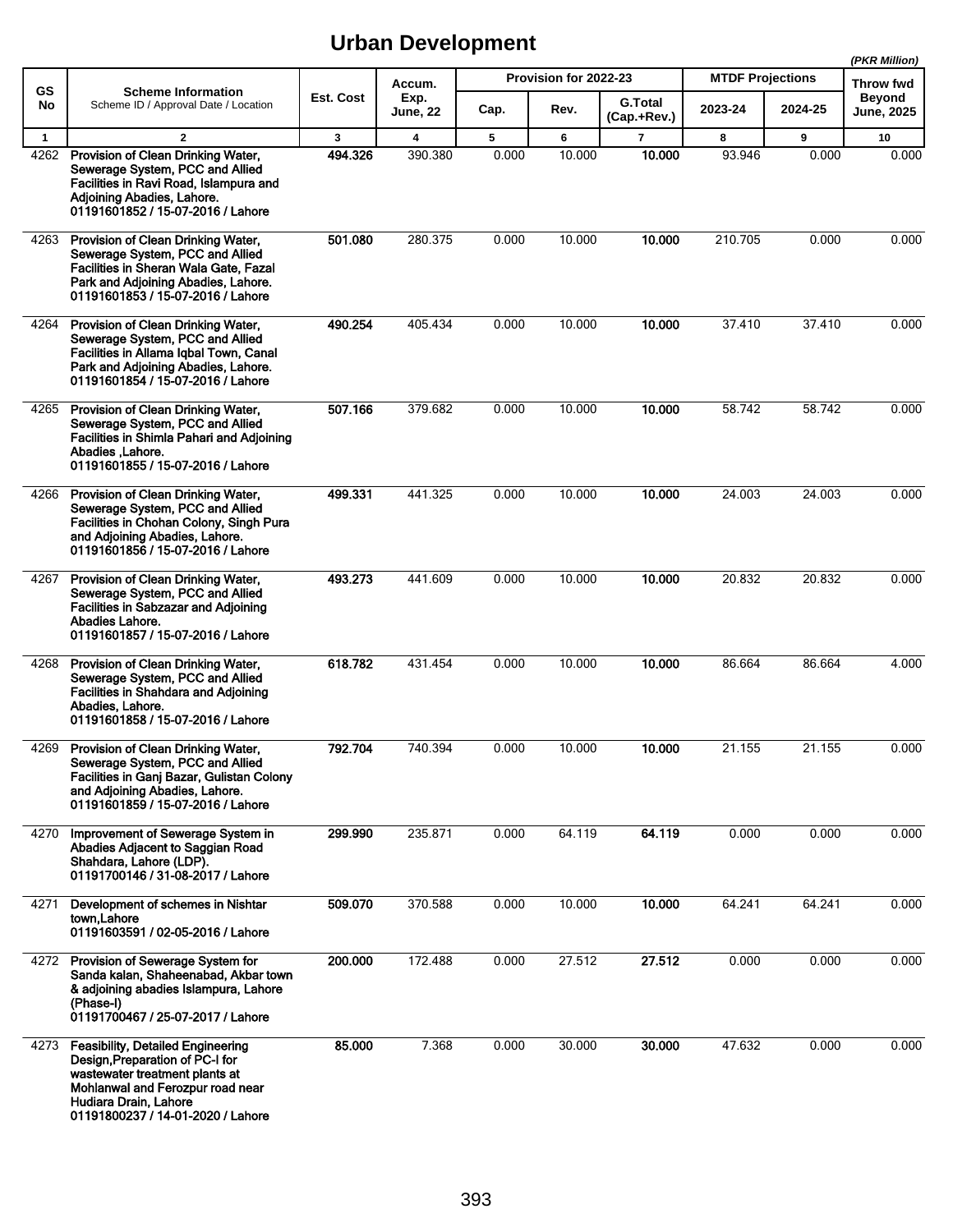# Urban Development

*(PKR Million)*

| GS No | Scheme Information<br>Scheme ID / Approval Date / Location | Est. Cost | Accum. Exp. June, 22 | Provision for 2022-23 | | | MTDF Projections | | Throw fwd Beyond June, 2025 |
|---|---|---|---|---|---|---|---|---|---|
| | | | | Cap. | Rev. | G.Total (Cap.+Rev.) | 2023-24 | 2024-25 | |
| 1 | 2 | 3 | 4 | 5 | 6 | 7 | 8 | 9 | 10 |
| 4262 | **Provision of Clean Drinking Water, Sewerage System, PCC and Allied Facilities in Ravi Road, Islampura and Adjoining Abadies, Lahore.**<br>**01191601852 / 15-07-2016 / Lahore** | **494.326** | 390.380 | 0.000 | 10.000 | **10.000** | 93.946 | 0.000 | 0.000 |
| 4263 | **Provision of Clean Drinking Water, Sewerage System, PCC and Allied Facilities in Sheran Wala Gate, Fazal Park and Adjoining Abadies, Lahore.**<br>**01191601853 / 15-07-2016 / Lahore** | **501.080** | 280.375 | 0.000 | 10.000 | **10.000** | 210.705 | 0.000 | 0.000 |
| 4264 | **Provision of Clean Drinking Water, Sewerage System, PCC and Allied Facilities in Allama Iqbal Town, Canal Park and Adjoining Abadies, Lahore.**<br>**01191601854 / 15-07-2016 / Lahore** | **490.254** | 405.434 | 0.000 | 10.000 | **10.000** | 37.410 | 37.410 | 0.000 |
| 4265 | **Provision of Clean Drinking Water, Sewerage System, PCC and Allied Facilities in Shimla Pahari and Adjoining Abadies ,Lahore.**<br>**01191601855 / 15-07-2016 / Lahore** | **507.166** | 379.682 | 0.000 | 10.000 | **10.000** | 58.742 | 58.742 | 0.000 |
| 4266 | **Provision of Clean Drinking Water, Sewerage System, PCC and Allied Facilities in Chohan Colony, Singh Pura and Adjoining Abadies, Lahore.**<br>**01191601856 / 15-07-2016 / Lahore** | **499.331** | 441.325 | 0.000 | 10.000 | **10.000** | 24.003 | 24.003 | 0.000 |
| 4267 | **Provision of Clean Drinking Water, Sewerage System, PCC and Allied Facilities in Sabzazar and Adjoining Abadies Lahore.**<br>**01191601857 / 15-07-2016 / Lahore** | **493.273** | 441.609 | 0.000 | 10.000 | **10.000** | 20.832 | 20.832 | 0.000 |
| 4268 | **Provision of Clean Drinking Water, Sewerage System, PCC and Allied Facilities in Shahdara and Adjoining Abadies, Lahore.**<br>**01191601858 / 15-07-2016 / Lahore** | **618.782** | 431.454 | 0.000 | 10.000 | **10.000** | 86.664 | 86.664 | 4.000 |
| 4269 | **Provision of Clean Drinking Water, Sewerage System, PCC and Allied Facilities in Ganj Bazar, Gulistan Colony and Adjoining Abadies, Lahore.**<br>**01191601859 / 15-07-2016 / Lahore** | **792.704** | 740.394 | 0.000 | 10.000 | **10.000** | 21.155 | 21.155 | 0.000 |
| 4270 | **Improvement of Sewerage System in Abadies Adjacent to Saggian Road Shahdara, Lahore (LDP).**<br>**01191700146 / 31-08-2017 / Lahore** | **299.990** | 235.871 | 0.000 | 64.119 | **64.119** | 0.000 | 0.000 | 0.000 |
| 4271 | **Development of schemes in Nishtar town,Lahore**<br>**01191603591 / 02-05-2016 / Lahore** | **509.070** | 370.588 | 0.000 | 10.000 | **10.000** | 64.241 | 64.241 | 0.000 |
| 4272 | **Provision of Sewerage System for Sanda kalan, Shaheenabad, Akbar town & adjoining abadies Islampura, Lahore (Phase-I)**<br>**01191700467 / 25-07-2017 / Lahore** | **200.000** | 172.488 | 0.000 | 27.512 | **27.512** | 0.000 | 0.000 | 0.000 |
| 4273 | **Feasibility, Detailed Engineering Design,Preparation of PC-I for wastewater treatment plants at Mohlanwal and Ferozpur road near Hudiara Drain, Lahore**<br>**01191800237 / 14-01-2020 / Lahore** | **85.000** | 7.368 | 0.000 | 30.000 | **30.000** | 47.632 | 0.000 | 0.000 |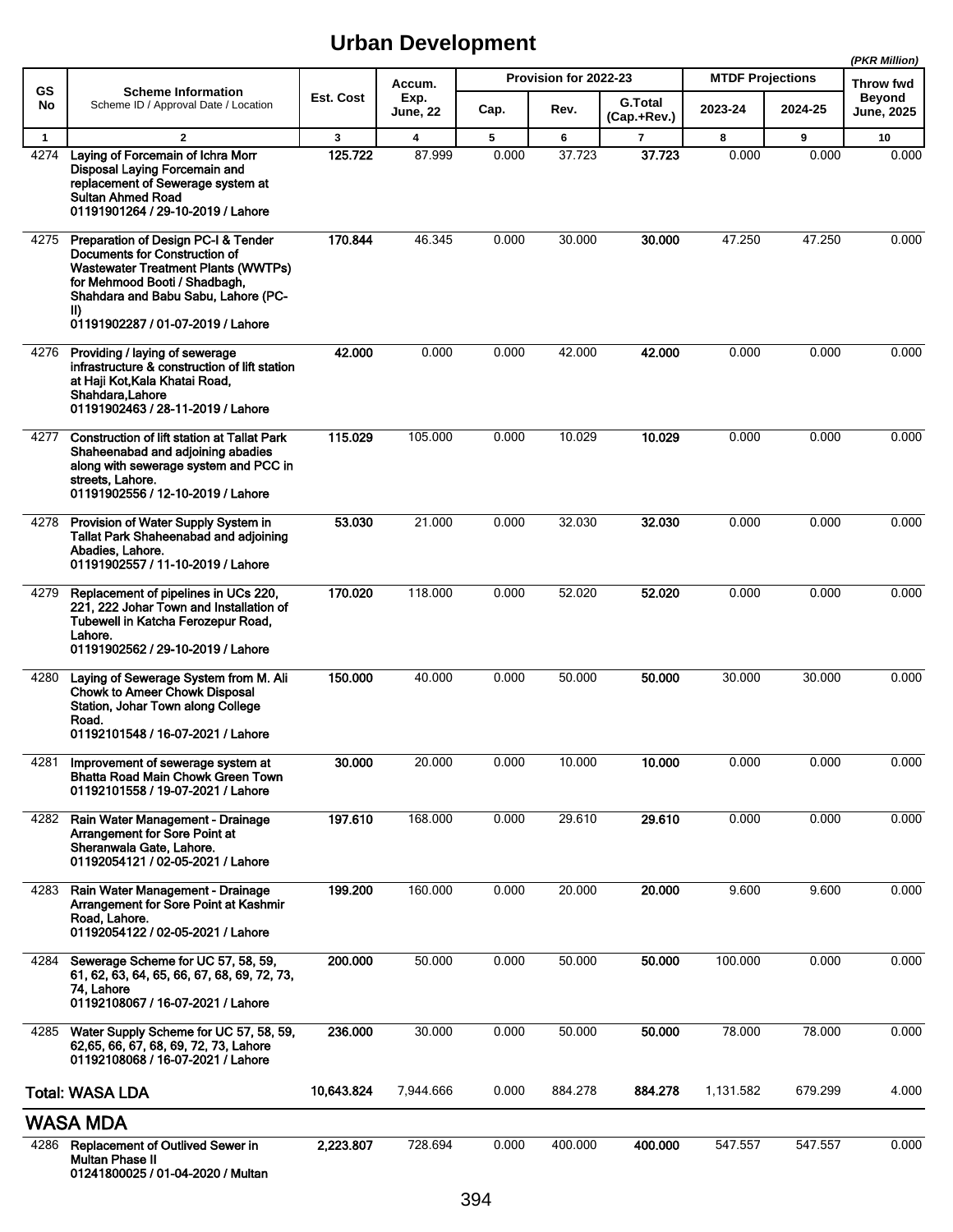# Urban Development

*(PKR Million)*

| GS No | Scheme Information<br>Scheme ID / Approval Date / Location | Est. Cost | Accum. Exp. June, 22 | Provision for 2022-23 | | | MTDF Projections | | Throw fwd Beyond June, 2025 |
|---|---|---|---|---|---|---|---|---|---|
| | | | | Cap. | Rev. | G.Total (Cap.+Rev.) | 2023-24 | 2024-25 | |
| 1 | 2 | 3 | 4 | 5 | 6 | 7 | 8 | 9 | 10 |
| 4274 | **Laying of Forcemain of Ichra Morr Disposal Laying Forcemain and replacement of Sewerage system at Sultan Ahmed Road**<br>**01191901264 / 29-10-2019 / Lahore** | **125.722** | 87.999 | 0.000 | 37.723 | **37.723** | 0.000 | 0.000 | 0.000 |
| 4275 | **Preparation of Design PC-I & Tender Documents for Construction of Wastewater Treatment Plants (WWTPs) for Mehmood Booti / Shadbagh, Shahdara and Babu Sabu, Lahore (PC-II)**<br>**01191902287 / 01-07-2019 / Lahore** | **170.844** | 46.345 | 0.000 | 30.000 | **30.000** | 47.250 | 47.250 | 0.000 |
| 4276 | **Providing / laying of sewerage infrastructure & construction of lift station at Haji Kot,Kala Khatai Road, Shahdara,Lahore**<br>**01191902463 / 28-11-2019 / Lahore** | **42.000** | 0.000 | 0.000 | 42.000 | **42.000** | 0.000 | 0.000 | 0.000 |
| 4277 | **Construction of lift station at Tallat Park Shaheenabad and adjoining abadies along with sewerage system and PCC in streets, Lahore.**<br>**01191902556 / 12-10-2019 / Lahore** | **115.029** | 105.000 | 0.000 | 10.029 | **10.029** | 0.000 | 0.000 | 0.000 |
| 4278 | **Provision of Water Supply System in Tallat Park Shaheenabad and adjoining Abadies, Lahore.**<br>**01191902557 / 11-10-2019 / Lahore** | **53.030** | 21.000 | 0.000 | 32.030 | **32.030** | 0.000 | 0.000 | 0.000 |
| 4279 | **Replacement of pipelines in UCs 220, 221, 222 Johar Town and Installation of Tubewell in Katcha Ferozepur Road, Lahore.**<br>**01191902562 / 29-10-2019 / Lahore** | **170.020** | 118.000 | 0.000 | 52.020 | **52.020** | 0.000 | 0.000 | 0.000 |
| 4280 | **Laying of Sewerage System from M. Ali Chowk to Ameer Chowk Disposal Station, Johar Town along College Road.**<br>**01192101548 / 16-07-2021 / Lahore** | **150.000** | 40.000 | 0.000 | 50.000 | **50.000** | 30.000 | 30.000 | 0.000 |
| 4281 | **Improvement of sewerage system at Bhatta Road Main Chowk Green Town**<br>**01192101558 / 19-07-2021 / Lahore** | **30.000** | 20.000 | 0.000 | 10.000 | **10.000** | 0.000 | 0.000 | 0.000 |
| 4282 | **Rain Water Management - Drainage Arrangement for Sore Point at Sheranwala Gate, Lahore.**<br>**01192054121 / 02-05-2021 / Lahore** | **197.610** | 168.000 | 0.000 | 29.610 | **29.610** | 0.000 | 0.000 | 0.000 |
| 4283 | **Rain Water Management - Drainage Arrangement for Sore Point at Kashmir Road, Lahore.**<br>**01192054122 / 02-05-2021 / Lahore** | **199.200** | 160.000 | 0.000 | 20.000 | **20.000** | 9.600 | 9.600 | 0.000 |
| 4284 | **Sewerage Scheme for UC 57, 58, 59, 61, 62, 63, 64, 65, 66, 67, 68, 69, 72, 73, 74, Lahore**<br>**01192108067 / 16-07-2021 / Lahore** | **200.000** | 50.000 | 0.000 | 50.000 | **50.000** | 100.000 | 0.000 | 0.000 |
| 4285 | **Water Supply Scheme for UC 57, 58, 59, 62,65, 66, 67, 68, 69, 72, 73, Lahore**<br>**01192108068 / 16-07-2021 / Lahore** | **236.000** | 30.000 | 0.000 | 50.000 | **50.000** | 78.000 | 78.000 | 0.000 |
| | **Total: WASA LDA** | **10,643.824** | 7,944.666 | 0.000 | 884.278 | **884.278** | 1,131.582 | 679.299 | 4.000 |

## WASA MDA

| GS No | Scheme Information | Est. Cost | Accum. Exp. June, 22 | Cap. | Rev. | G.Total (Cap.+Rev.) | 2023-24 | 2024-25 | Throw fwd Beyond June, 2025 |
|---|---|---|---|---|---|---|---|---|---|
| 4286 | **Replacement of Outlived Sewer in Multan Phase II**<br>**01241800025 / 01-04-2020 / Multan** | **2,223.807** | 728.694 | 0.000 | 400.000 | **400.000** | 547.557 | 547.557 | 0.000 |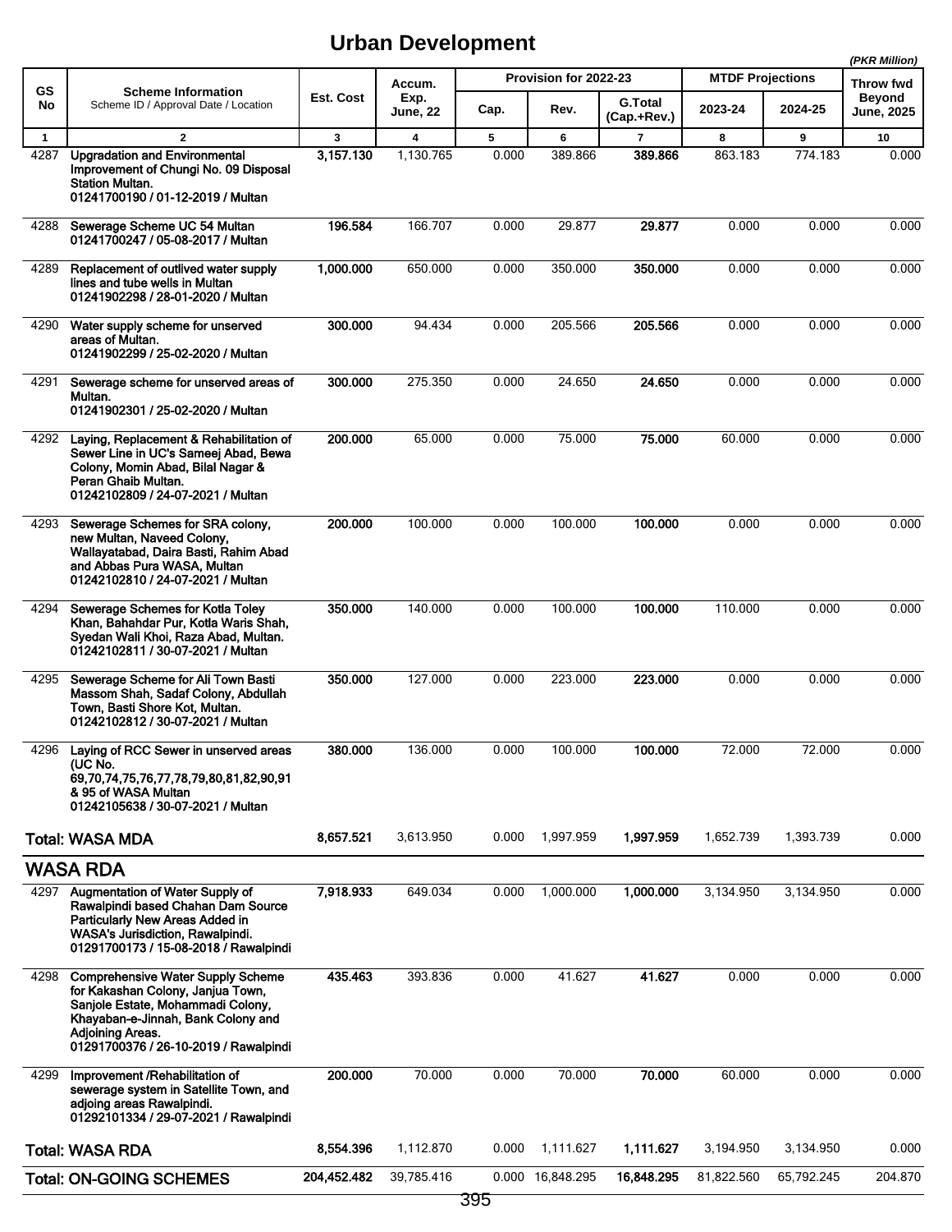# Urban Development

*(PKR Million)*

| GS No | Scheme Information<br>Scheme ID / Approval Date / Location | Est. Cost | Accum. Exp. June, 22 | Provision for 2022-23 | | | MTDF Projections | | Throw fwd Beyond June, 2025 |
|---|---|---|---|---|---|---|---|---|---|
| | | | | Cap. | Rev. | G.Total (Cap.+Rev.) | 2023-24 | 2024-25 | |
| 1 | 2 | 3 | 4 | 5 | 6 | 7 | 8 | 9 | 10 |
| 4287 | **Upgradation and Environmental Improvement of Chungi No. 09 Disposal Station Multan.**<br>**01241700190 / 01-12-2019 / Multan** | **3,157.130** | 1,130.765 | 0.000 | 389.866 | **389.866** | 863.183 | 774.183 | 0.000 |
| 4288 | **Sewerage Scheme UC 54 Multan**<br>**01241700247 / 05-08-2017 / Multan** | **196.584** | 166.707 | 0.000 | 29.877 | **29.877** | 0.000 | 0.000 | 0.000 |
| 4289 | **Replacement of outlived water supply lines and tube wells in Multan**<br>**01241902298 / 28-01-2020 / Multan** | **1,000.000** | 650.000 | 0.000 | 350.000 | **350.000** | 0.000 | 0.000 | 0.000 |
| 4290 | **Water supply scheme for unserved areas of Multan.**<br>**01241902299 / 25-02-2020 / Multan** | **300.000** | 94.434 | 0.000 | 205.566 | **205.566** | 0.000 | 0.000 | 0.000 |
| 4291 | **Sewerage scheme for unserved areas of Multan.**<br>**01241902301 / 25-02-2020 / Multan** | **300.000** | 275.350 | 0.000 | 24.650 | **24.650** | 0.000 | 0.000 | 0.000 |
| 4292 | **Laying, Replacement & Rehabilitation of Sewer Line in UC's Sameej Abad, Bewa Colony, Momin Abad, Bilal Nagar & Peran Ghaib Multan.**<br>**01242102809 / 24-07-2021 / Multan** | **200.000** | 65.000 | 0.000 | 75.000 | **75.000** | 60.000 | 0.000 | 0.000 |
| 4293 | **Sewerage Schemes for SRA colony, new Multan, Naveed Colony, Wallayatabad, Daira Basti, Rahim Abad and Abbas Pura WASA, Multan**<br>**01242102810 / 24-07-2021 / Multan** | **200.000** | 100.000 | 0.000 | 100.000 | **100.000** | 0.000 | 0.000 | 0.000 |
| 4294 | **Sewerage Schemes for Kotla Toley Khan, Bahahdar Pur, Kotla Waris Shah, Syedan Wali Khoi, Raza Abad, Multan.**<br>**01242102811 / 30-07-2021 / Multan** | **350.000** | 140.000 | 0.000 | 100.000 | **100.000** | 110.000 | 0.000 | 0.000 |
| 4295 | **Sewerage Scheme for Ali Town Basti Massom Shah, Sadaf Colony, Abdullah Town, Basti Shore Kot, Multan.**<br>**01242102812 / 30-07-2021 / Multan** | **350.000** | 127.000 | 0.000 | 223.000 | **223.000** | 0.000 | 0.000 | 0.000 |
| 4296 | **Laying of RCC Sewer in unserved areas (UC No. 69,70,74,75,76,77,78,79,80,81,82,90,91 & 95 of WASA Multan**<br>**01242105638 / 30-07-2021 / Multan** | **380.000** | 136.000 | 0.000 | 100.000 | **100.000** | 72.000 | 72.000 | 0.000 |
| | **Total: WASA MDA** | **8,657.521** | 3,613.950 | 0.000 | 1,997.959 | **1,997.959** | 1,652.739 | 1,393.739 | 0.000 |
| | **WASA RDA** | | | | | | | | |
| 4297 | **Augmentation of Water Supply of Rawalpindi based Chahan Dam Source Particularly New Areas Added in WASA's Jurisdiction, Rawalpindi.**<br>**01291700173 / 15-08-2018 / Rawalpindi** | **7,918.933** | 649.034 | 0.000 | 1,000.000 | **1,000.000** | 3,134.950 | 3,134.950 | 0.000 |
| 4298 | **Comprehensive Water Supply Scheme for Kakashan Colony, Janjua Town, Sanjole Estate, Mohammadi Colony, Khayaban-e-Jinnah, Bank Colony and Adjoining Areas.**<br>**01291700376 / 26-10-2019 / Rawalpindi** | **435.463** | 393.836 | 0.000 | 41.627 | **41.627** | 0.000 | 0.000 | 0.000 |
| 4299 | **Improvement /Rehabilitation of sewerage system in Satellite Town, and adjoing areas Rawalpindi.**<br>**01292101334 / 29-07-2021 / Rawalpindi** | **200.000** | 70.000 | 0.000 | 70.000 | **70.000** | 60.000 | 0.000 | 0.000 |
| | **Total: WASA RDA** | **8,554.396** | 1,112.870 | 0.000 | 1,111.627 | **1,111.627** | 3,194.950 | 3,134.950 | 0.000 |
| | **Total: ON-GOING SCHEMES** | **204,452.482** | 39,785.416 | 0.000 | 16,848.295 | **16,848.295** | 81,822.560 | 65,792.245 | 204.870 |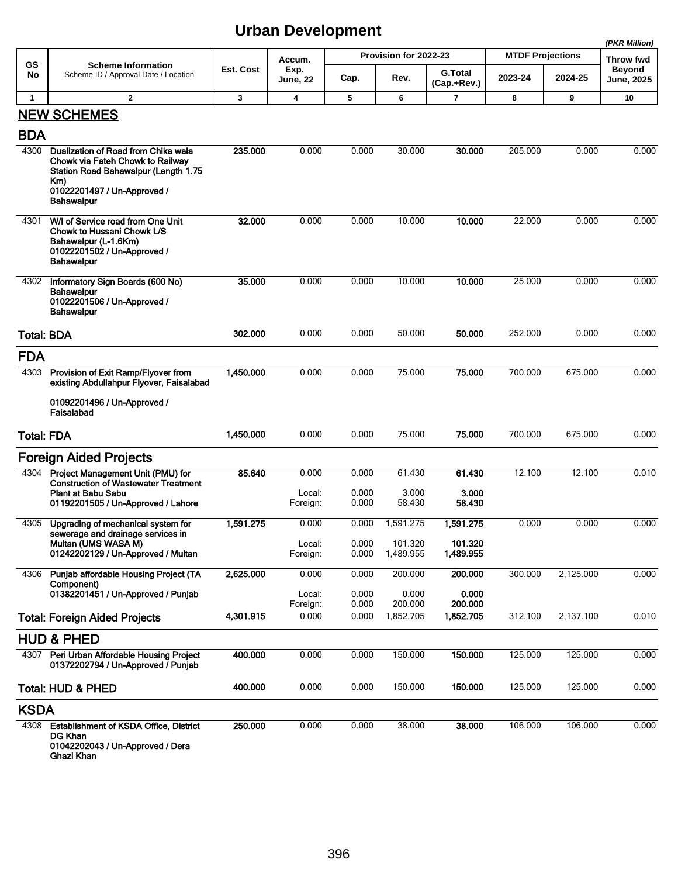# Urban Development

*(PKR Million)*

| GS No | Scheme Information<br>Scheme ID / Approval Date / Location | Est. Cost | Accum. Exp. June, 22 | Provision for 2022-23 | | | MTDF Projections | | Throw fwd Beyond June, 2025 |
|---|---|---|---|---|---|---|---|---|---|
| | | | | Cap. | Rev. | G.Total (Cap.+Rev.) | 2023-24 | 2024-25 | |
| 1 | 2 | 3 | 4 | 5 | 6 | 7 | 8 | 9 | 10 |
| **NEW SCHEMES** | | | | | | | | | |
| **BDA** | | | | | | | | | |
| 4300 | **Dualization of Road from Chika wala Chowk via Fateh Chowk to Railway Station Road Bahawalpur (Length 1.75 Km)<br>01022201497 / Un-Approved / Bahawalpur** | **235.000** | 0.000 | 0.000 | 30.000 | **30.000** | 205.000 | 0.000 | 0.000 |
| 4301 | **W/I of Service road from One Unit Chowk to Hussani Chowk L/S Bahawalpur (L-1.6Km)<br>01022201502 / Un-Approved / Bahawalpur** | **32.000** | 0.000 | 0.000 | 10.000 | **10.000** | 22.000 | 0.000 | 0.000 |
| 4302 | **Informatory Sign Boards (600 No) Bahawalpur<br>01022201506 / Un-Approved / Bahawalpur** | **35.000** | 0.000 | 0.000 | 10.000 | **10.000** | 25.000 | 0.000 | 0.000 |
| **Total: BDA** | | **302.000** | 0.000 | 0.000 | 50.000 | **50.000** | 252.000 | 0.000 | 0.000 |
| **FDA** | | | | | | | | | |
| 4303 | **Provision of Exit Ramp/Flyover from existing Abdullahpur Flyover, Faisalabad<br>01092201496 / Un-Approved / Faisalabad** | **1,450.000** | 0.000 | 0.000 | 75.000 | **75.000** | 700.000 | 675.000 | 0.000 |
| **Total: FDA** | | **1,450.000** | 0.000 | 0.000 | 75.000 | **75.000** | 700.000 | 675.000 | 0.000 |
| **Foreign Aided Projects** | | | | | | | | | |
| 4304 | **Project Management Unit (PMU) for Construction of Wastewater Treatment Plant at Babu Sabu<br>01192201505 / Un-Approved / Lahore** | **85.640** | 0.000 | 0.000 | 61.430 | **61.430** | 12.100 | 12.100 | 0.010 |
| | | | Local: | 0.000 | 3.000 | **3.000** | | | |
| | | | Foreign: | 0.000 | 58.430 | **58.430** | | | |
| 4305 | **Upgrading of mechanical system for sewerage and drainage services in Multan (UMS WASA M)<br>01242202129 / Un-Approved / Multan** | **1,591.275** | 0.000 | 0.000 | 1,591.275 | **1,591.275** | 0.000 | 0.000 | 0.000 |
| | | | Local: | 0.000 | 101.320 | **101.320** | | | |
| | | | Foreign: | 0.000 | 1,489.955 | **1,489.955** | | | |
| 4306 | **Punjab affordable Housing Project (TA Component)<br>01382201451 / Un-Approved / Punjab** | **2,625.000** | 0.000 | 0.000 | 200.000 | **200.000** | 300.000 | 2,125.000 | 0.000 |
| | | | Local: | 0.000 | 0.000 | **0.000** | | | |
| | | | Foreign: | 0.000 | 200.000 | **200.000** | | | |
| **Total: Foreign Aided Projects** | | **4,301.915** | 0.000 | 0.000 | 1,852.705 | **1,852.705** | 312.100 | 2,137.100 | 0.010 |
| **HUD & PHED** | | | | | | | | | |
| 4307 | **Peri Urban Affordable Housing Project<br>01372202794 / Un-Approved / Punjab** | **400.000** | 0.000 | 0.000 | 150.000 | **150.000** | 125.000 | 125.000 | 0.000 |
| **Total: HUD & PHED** | | **400.000** | 0.000 | 0.000 | 150.000 | **150.000** | 125.000 | 125.000 | 0.000 |
| **KSDA** | | | | | | | | | |
| 4308 | **Establishment of KSDA Office, District DG Khan<br>01042202043 / Un-Approved / Dera Ghazi Khan** | **250.000** | 0.000 | 0.000 | 38.000 | **38.000** | 106.000 | 106.000 | 0.000 |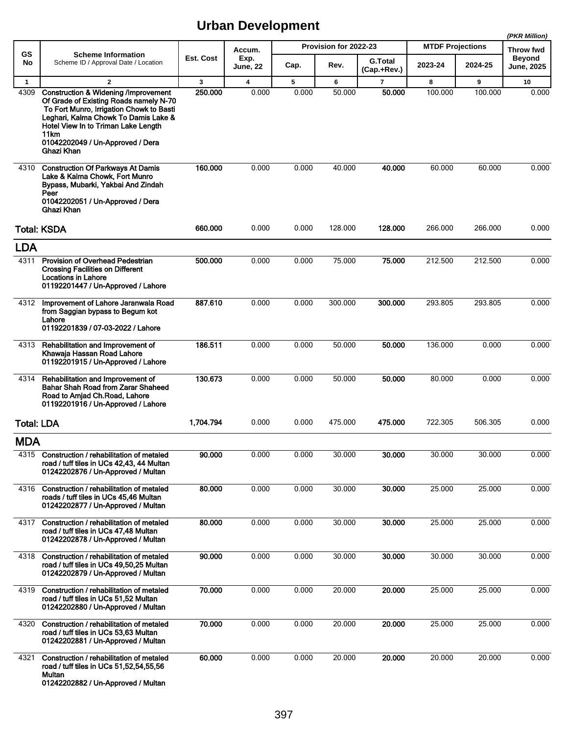# Urban Development

*(PKR Million)*

| GS No | Scheme Information<br>Scheme ID / Approval Date / Location | Est. Cost | Accum. Exp. June, 22 | Provision for 2022-23 | | | MTDF Projections | | Throw fwd Beyond June, 2025 |
|---|---|---|---|---|---|---|---|---|---|
| | | | | Cap. | Rev. | G.Total (Cap.+Rev.) | 2023-24 | 2024-25 | |
| 1 | 2 | 3 | 4 | 5 | 6 | 7 | 8 | 9 | 10 |
| 4309 | **Construction & Widening /Improvement Of Grade of Existing Roads namely N-70 To Fort Munro, Irrigation Chowk to Basti Leghari, Kalma Chowk To Damis Lake & Hotel View In to Triman Lake Length 11km**<br>**01042202049 / Un-Approved / Dera Ghazi Khan** | **250.000** | 0.000 | 0.000 | 50.000 | **50.000** | 100.000 | 100.000 | 0.000 |
| 4310 | **Construction Of Parkways At Damis Lake & Kalma Chowk, Fort Munro Bypass, Mubarki, Yakbai And Zindah Peer**<br>**01042202051 / Un-Approved / Dera Ghazi Khan** | **160.000** | 0.000 | 0.000 | 40.000 | **40.000** | 60.000 | 60.000 | 0.000 |
| **Total: KSDA** | | **660.000** | 0.000 | 0.000 | 128.000 | **128.000** | 266.000 | 266.000 | 0.000 |
| **LDA** | | | | | | | | | |
| 4311 | **Provision of Overhead Pedestrian Crossing Facilities on Different Locations in Lahore**<br>**01192201447 / Un-Approved / Lahore** | **500.000** | 0.000 | 0.000 | 75.000 | **75.000** | 212.500 | 212.500 | 0.000 |
| 4312 | **Improvement of Lahore Jaranwala Road from Saggian bypass to Begum kot Lahore**<br>**01192201839 / 07-03-2022 / Lahore** | **887.610** | 0.000 | 0.000 | 300.000 | **300.000** | 293.805 | 293.805 | 0.000 |
| 4313 | **Rehabilitation and Improvement of Khawaja Hassan Road Lahore**<br>**01192201915 / Un-Approved / Lahore** | **186.511** | 0.000 | 0.000 | 50.000 | **50.000** | 136.000 | 0.000 | 0.000 |
| 4314 | **Rehabilitation and Improvement of Bahar Shah Road from Zarar Shaheed Road to Amjad Ch.Road, Lahore**<br>**01192201916 / Un-Approved / Lahore** | **130.673** | 0.000 | 0.000 | 50.000 | **50.000** | 80.000 | 0.000 | 0.000 |
| **Total: LDA** | | **1,704.794** | 0.000 | 0.000 | 475.000 | **475.000** | 722.305 | 506.305 | 0.000 |
| **MDA** | | | | | | | | | |
| 4315 | **Construction / rehabilitation of metaled road / tuff tiles in UCs 42,43, 44 Multan**<br>**01242202876 / Un-Approved / Multan** | **90.000** | 0.000 | 0.000 | 30.000 | **30.000** | 30.000 | 30.000 | 0.000 |
| 4316 | **Construction / rehabilitation of metaled roads / tuff tiles in UCs 45,46 Multan**<br>**01242202877 / Un-Approved / Multan** | **80.000** | 0.000 | 0.000 | 30.000 | **30.000** | 25.000 | 25.000 | 0.000 |
| 4317 | **Construction / rehabilitation of metaled road / tuff tiles in UCs 47,48 Multan**<br>**01242202878 / Un-Approved / Multan** | **80.000** | 0.000 | 0.000 | 30.000 | **30.000** | 25.000 | 25.000 | 0.000 |
| 4318 | **Construction / rehabilitation of metaled road / tuff tiles in UCs 49,50,25 Multan**<br>**01242202879 / Un-Approved / Multan** | **90.000** | 0.000 | 0.000 | 30.000 | **30.000** | 30.000 | 30.000 | 0.000 |
| 4319 | **Construction / rehabilitation of metaled road / tuff tiles in UCs 51,52 Multan**<br>**01242202880 / Un-Approved / Multan** | **70.000** | 0.000 | 0.000 | 20.000 | **20.000** | 25.000 | 25.000 | 0.000 |
| 4320 | **Construction / rehabilitation of metaled road / tuff tiles in UCs 53,63 Multan**<br>**01242202881 / Un-Approved / Multan** | **70.000** | 0.000 | 0.000 | 20.000 | **20.000** | 25.000 | 25.000 | 0.000 |
| 4321 | **Construction / rehabilitation of metaled road / tuff tiles in UCs 51,52,54,55,56 Multan**<br>**01242202882 / Un-Approved / Multan** | **60.000** | 0.000 | 0.000 | 20.000 | **20.000** | 20.000 | 20.000 | 0.000 |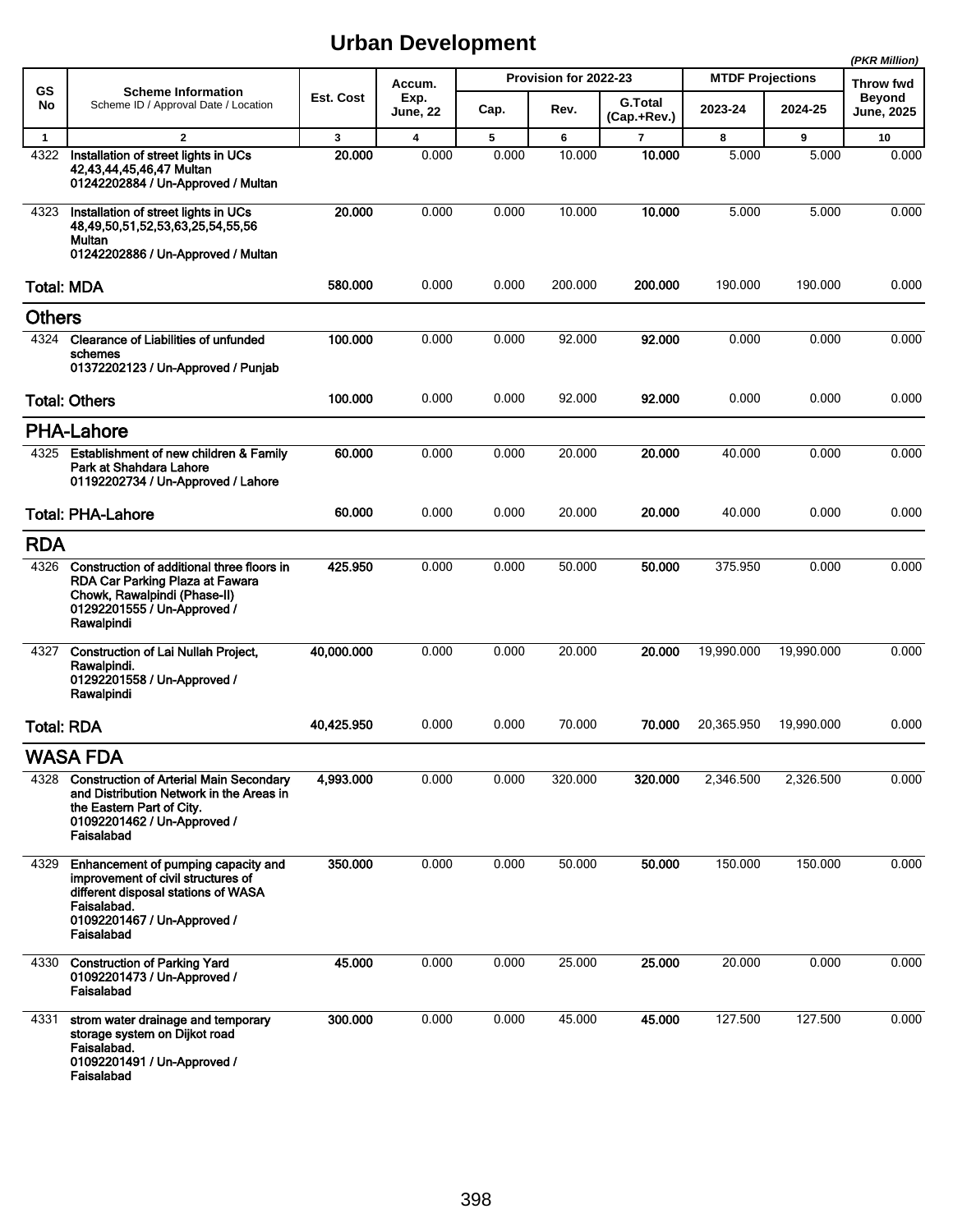# Urban Development

*(PKR Million)*

| GS No | Scheme Information<br>Scheme ID / Approval Date / Location | Est. Cost | Accum. Exp. June, 22 | Provision for 2022-23 | | | MTDF Projections | | Throw fwd Beyond June, 2025 |
|---|---|---|---|---|---|---|---|---|---|
| | | | | Cap. | Rev. | G.Total (Cap.+Rev.) | 2023-24 | 2024-25 | |
| 1 | 2 | 3 | 4 | 5 | 6 | 7 | 8 | 9 | 10 |
| 4322 | **Installation of street lights in UCs 42,43,44,45,46,47 Multan**<br>**01242202884 / Un-Approved / Multan** | **20.000** | 0.000 | 0.000 | 10.000 | **10.000** | 5.000 | 5.000 | 0.000 |
| 4323 | **Installation of street lights in UCs 48,49,50,51,52,53,63,25,54,55,56 Multan**<br>**01242202886 / Un-Approved / Multan** | **20.000** | 0.000 | 0.000 | 10.000 | **10.000** | 5.000 | 5.000 | 0.000 |
| **Total: MDA** | | **580.000** | 0.000 | 0.000 | 200.000 | **200.000** | 190.000 | 190.000 | 0.000 |
| **Others** | | | | | | | | | |
| 4324 | **Clearance of Liabilities of unfunded schemes**<br>**01372202123 / Un-Approved / Punjab** | **100.000** | 0.000 | 0.000 | 92.000 | **92.000** | 0.000 | 0.000 | 0.000 |
| **Total: Others** | | **100.000** | 0.000 | 0.000 | 92.000 | **92.000** | 0.000 | 0.000 | 0.000 |
| **PHA-Lahore** | | | | | | | | | |
| 4325 | **Establishment of new children & Family Park at Shahdara Lahore**<br>**01192202734 / Un-Approved / Lahore** | **60.000** | 0.000 | 0.000 | 20.000 | **20.000** | 40.000 | 0.000 | 0.000 |
| **Total: PHA-Lahore** | | **60.000** | 0.000 | 0.000 | 20.000 | **20.000** | 40.000 | 0.000 | 0.000 |
| **RDA** | | | | | | | | | |
| 4326 | **Construction of additional three floors in RDA Car Parking Plaza at Fawara Chowk, Rawalpindi (Phase-II)**<br>**01292201555 / Un-Approved / Rawalpindi** | **425.950** | 0.000 | 0.000 | 50.000 | **50.000** | 375.950 | 0.000 | 0.000 |
| 4327 | **Construction of Lai Nullah Project, Rawalpindi.**<br>**01292201558 / Un-Approved / Rawalpindi** | **40,000.000** | 0.000 | 0.000 | 20.000 | **20.000** | 19,990.000 | 19,990.000 | 0.000 |
| **Total: RDA** | | **40,425.950** | 0.000 | 0.000 | 70.000 | **70.000** | 20,365.950 | 19,990.000 | 0.000 |
| **WASA FDA** | | | | | | | | | |
| 4328 | **Construction of Arterial Main Secondary and Distribution Network in the Areas in the Eastern Part of City.**<br>**01092201462 / Un-Approved / Faisalabad** | **4,993.000** | 0.000 | 0.000 | 320.000 | **320.000** | 2,346.500 | 2,326.500 | 0.000 |
| 4329 | **Enhancement of pumping capacity and improvement of civil structures of different disposal stations of WASA Faisalabad.**<br>**01092201467 / Un-Approved / Faisalabad** | **350.000** | 0.000 | 0.000 | 50.000 | **50.000** | 150.000 | 150.000 | 0.000 |
| 4330 | **Construction of Parking Yard**<br>**01092201473 / Un-Approved / Faisalabad** | **45.000** | 0.000 | 0.000 | 25.000 | **25.000** | 20.000 | 0.000 | 0.000 |
| 4331 | **strom water drainage and temporary storage system on Dijkot road Faisalabad.**<br>**01092201491 / Un-Approved / Faisalabad** | **300.000** | 0.000 | 0.000 | 45.000 | **45.000** | 127.500 | 127.500 | 0.000 |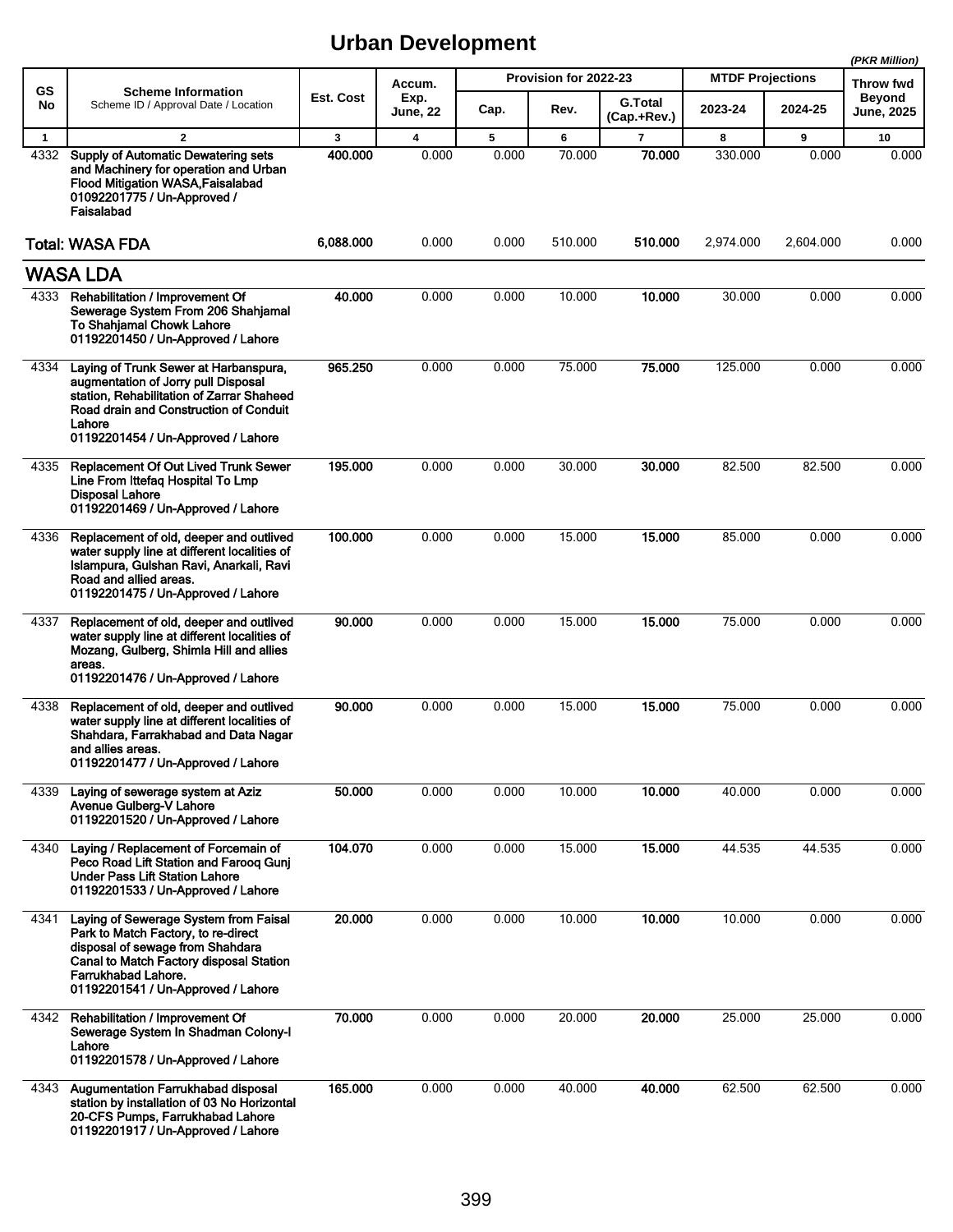# Urban Development

*(PKR Million)*

| GS No | Scheme Information<br>Scheme ID / Approval Date / Location | Est. Cost | Accum. Exp. June, 22 | Provision for 2022-23 | | | MTDF Projections | | Throw fwd Beyond June, 2025 |
|---|---|---|---|---|---|---|---|---|---|
| | | | | Cap. | Rev. | G.Total (Cap.+Rev.) | 2023-24 | 2024-25 | |
| 1 | 2 | 3 | 4 | 5 | 6 | 7 | 8 | 9 | 10 |
| 4332 | **Supply of Automatic Dewatering sets and Machinery for operation and Urban Flood Mitigation WASA,Faisalabad**<br>**01092201775 / Un-Approved / Faisalabad** | **400.000** | 0.000 | 0.000 | 70.000 | **70.000** | 330.000 | 0.000 | 0.000 |
| **Total: WASA FDA** | | **6,088.000** | 0.000 | 0.000 | 510.000 | **510.000** | 2,974.000 | 2,604.000 | 0.000 |
| **WASA LDA** | | | | | | | | | |
| 4333 | **Rehabilitation / Improvement Of Sewerage System From 206 Shahjamal To Shahjamal Chowk Lahore**<br>**01192201450 / Un-Approved / Lahore** | **40.000** | 0.000 | 0.000 | 10.000 | **10.000** | 30.000 | 0.000 | 0.000 |
| 4334 | **Laying of Trunk Sewer at Harbanspura, augmentation of Jorry pull Disposal station, Rehabilitation of Zarrar Shaheed Road drain and Construction of Conduit Lahore**<br>**01192201454 / Un-Approved / Lahore** | **965.250** | 0.000 | 0.000 | 75.000 | **75.000** | 125.000 | 0.000 | 0.000 |
| 4335 | **Replacement Of Out Lived Trunk Sewer Line From Ittefaq Hospital To Lmp Disposal Lahore**<br>**01192201469 / Un-Approved / Lahore** | **195.000** | 0.000 | 0.000 | 30.000 | **30.000** | 82.500 | 82.500 | 0.000 |
| 4336 | **Replacement of old, deeper and outlived water supply line at different localities of Islampura, Gulshan Ravi, Anarkali, Ravi Road and allied areas.**<br>**01192201475 / Un-Approved / Lahore** | **100.000** | 0.000 | 0.000 | 15.000 | **15.000** | 85.000 | 0.000 | 0.000 |
| 4337 | **Replacement of old, deeper and outlived water supply line at different localities of Mozang, Gulberg, Shimla Hill and allies areas.**<br>**01192201476 / Un-Approved / Lahore** | **90.000** | 0.000 | 0.000 | 15.000 | **15.000** | 75.000 | 0.000 | 0.000 |
| 4338 | **Replacement of old, deeper and outlived water supply line at different localities of Shahdara, Farrakhabad and Data Nagar and allies areas.**<br>**01192201477 / Un-Approved / Lahore** | **90.000** | 0.000 | 0.000 | 15.000 | **15.000** | 75.000 | 0.000 | 0.000 |
| 4339 | **Laying of sewerage system at Aziz Avenue Gulberg-V Lahore**<br>**01192201520 / Un-Approved / Lahore** | **50.000** | 0.000 | 0.000 | 10.000 | **10.000** | 40.000 | 0.000 | 0.000 |
| 4340 | **Laying / Replacement of Forcemain of Peco Road Lift Station and Farooq Gunj Under Pass Lift Station Lahore**<br>**01192201533 / Un-Approved / Lahore** | **104.070** | 0.000 | 0.000 | 15.000 | **15.000** | 44.535 | 44.535 | 0.000 |
| 4341 | **Laying of Sewerage System from Faisal Park to Match Factory, to re-direct disposal of sewage from Shahdara Canal to Match Factory disposal Station Farrukhabad Lahore.**<br>**01192201541 / Un-Approved / Lahore** | **20.000** | 0.000 | 0.000 | 10.000 | **10.000** | 10.000 | 0.000 | 0.000 |
| 4342 | **Rehabilitation / Improvement Of Sewerage System In Shadman Colony-I Lahore**<br>**01192201578 / Un-Approved / Lahore** | **70.000** | 0.000 | 0.000 | 20.000 | **20.000** | 25.000 | 25.000 | 0.000 |
| 4343 | **Augumentation Farrukhabad disposal station by installation of 03 No Horizontal 20-CFS Pumps, Farrukhabad Lahore**<br>**01192201917 / Un-Approved / Lahore** | **165.000** | 0.000 | 0.000 | 40.000 | **40.000** | 62.500 | 62.500 | 0.000 |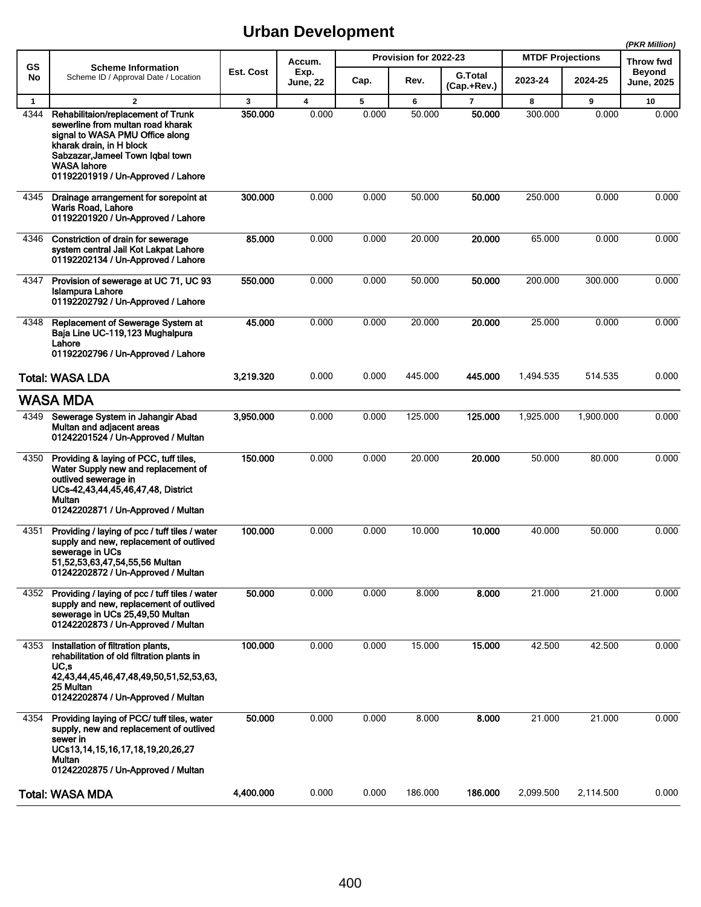# Urban Development

*(PKR Million)*

| GS No | Scheme Information<br>Scheme ID / Approval Date / Location | Est. Cost | Accum. Exp. June, 22 | Provision for 2022-23 | | | MTDF Projections | | Throw fwd Beyond June, 2025 |
|---|---|---|---|---|---|---|---|---|---|
| | | | | Cap. | Rev. | G.Total (Cap.+Rev.) | 2023-24 | 2024-25 | |
| 1 | 2 | 3 | 4 | 5 | 6 | 7 | 8 | 9 | 10 |
| 4344 | **Rehabilitaion/replacement of Trunk sewerline from multan road kharak signal to WASA PMU Office along kharak drain, in H block Sabzazar,Jameel Town Iqbal town WASA lahore**<br>**01192201919 / Un-Approved / Lahore** | **350.000** | 0.000 | 0.000 | 50.000 | **50.000** | 300.000 | 0.000 | 0.000 |
| 4345 | **Drainage arrangement for sorepoint at Waris Road, Lahore**<br>**01192201920 / Un-Approved / Lahore** | **300.000** | 0.000 | 0.000 | 50.000 | **50.000** | 250.000 | 0.000 | 0.000 |
| 4346 | **Constriction of drain for sewerage system central Jail Kot Lakpat Lahore**<br>**01192202134 / Un-Approved / Lahore** | **85.000** | 0.000 | 0.000 | 20.000 | **20.000** | 65.000 | 0.000 | 0.000 |
| 4347 | **Provision of sewerage at UC 71, UC 93 Islampura Lahore**<br>**01192202792 / Un-Approved / Lahore** | **550.000** | 0.000 | 0.000 | 50.000 | **50.000** | 200.000 | 300.000 | 0.000 |
| 4348 | **Replacement of Sewerage System at Baja Line UC-119,123 Mughalpura Lahore**<br>**01192202796 / Un-Approved / Lahore** | **45.000** | 0.000 | 0.000 | 20.000 | **20.000** | 25.000 | 0.000 | 0.000 |
| | **Total: WASA LDA** | **3,219.320** | 0.000 | 0.000 | 445.000 | **445.000** | 1,494.535 | 514.535 | 0.000 |
| | **WASA MDA** | | | | | | | | |
| 4349 | **Sewerage System in Jahangir Abad Multan and adjacent areas**<br>**01242201524 / Un-Approved / Multan** | **3,950.000** | 0.000 | 0.000 | 125.000 | **125.000** | 1,925.000 | 1,900.000 | 0.000 |
| 4350 | **Providing & laying of PCC, tuff tiles, Water Supply new and replacement of outlived sewerage in UCs-42,43,44,45,46,47,48, District Multan**<br>**01242202871 / Un-Approved / Multan** | **150.000** | 0.000 | 0.000 | 20.000 | **20.000** | 50.000 | 80.000 | 0.000 |
| 4351 | **Providing / laying of pcc / tuff tiles / water supply and new, replacement of outlived sewerage in UCs 51,52,53,63,47,54,55,56 Multan**<br>**01242202872 / Un-Approved / Multan** | **100.000** | 0.000 | 0.000 | 10.000 | **10.000** | 40.000 | 50.000 | 0.000 |
| 4352 | **Providing / laying of pcc / tuff tiles / water supply and new, replacement of outlived sewerage in UCs 25,49,50 Multan**<br>**01242202873 / Un-Approved / Multan** | **50.000** | 0.000 | 0.000 | 8.000 | **8.000** | 21.000 | 21.000 | 0.000 |
| 4353 | **Installation of filtration plants, rehabilitation of old filtration plants in UC,s 42,43,44,45,46,47,48,49,50,51,52,53,63, 25 Multan**<br>**01242202874 / Un-Approved / Multan** | **100.000** | 0.000 | 0.000 | 15.000 | **15.000** | 42.500 | 42.500 | 0.000 |
| 4354 | **Providing laying of PCC/ tuff tiles, water supply, new and replacement of outlived sewer in UCs13,14,15,16,17,18,19,20,26,27 Multan**<br>**01242202875 / Un-Approved / Multan** | **50.000** | 0.000 | 0.000 | 8.000 | **8.000** | 21.000 | 21.000 | 0.000 |
| | **Total: WASA MDA** | **4,400.000** | 0.000 | 0.000 | 186.000 | **186.000** | 2,099.500 | 2,114.500 | 0.000 |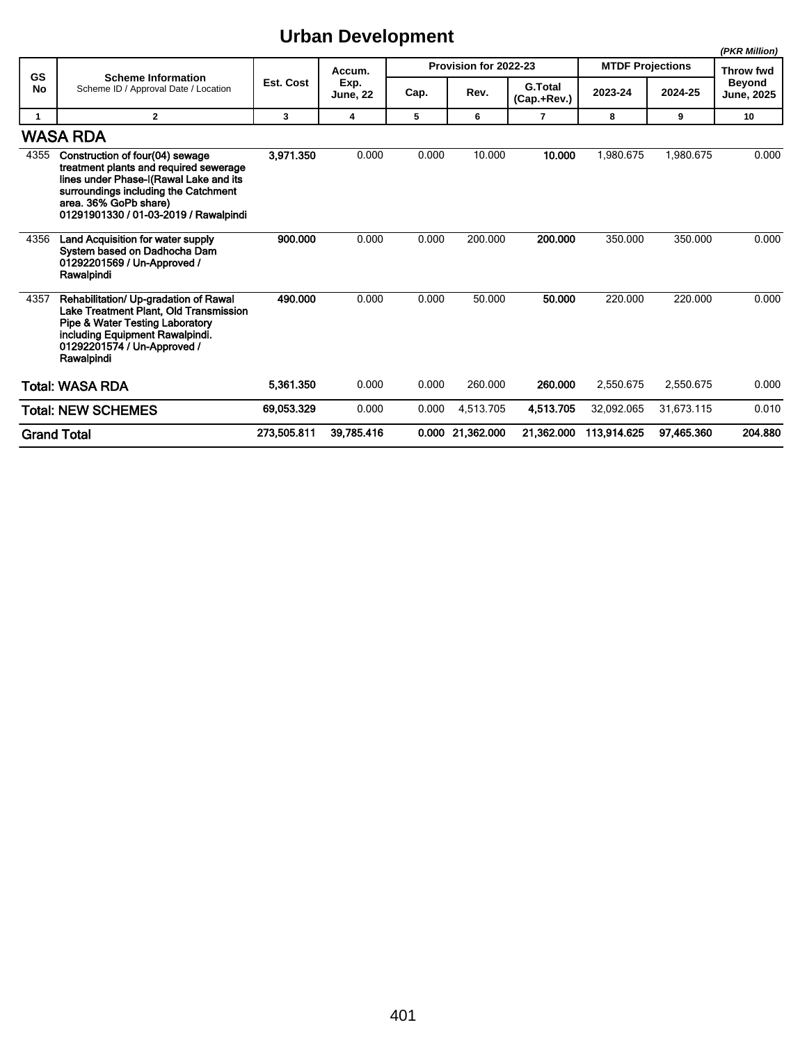# Urban Development

*(PKR Million)*

| GS No | Scheme Information<br>Scheme ID / Approval Date / Location | Est. Cost | Accum. Exp. June, 22 | Provision for 2022-23 | | | MTDF Projections | | Throw fwd Beyond June, 2025 |
|---|---|---|---|---|---|---|---|---|---|
| | | | | Cap. | Rev. | G.Total (Cap.+Rev.) | 2023-24 | 2024-25 | |
| 1 | 2 | 3 | 4 | 5 | 6 | 7 | 8 | 9 | 10 |
| **WASA RDA** | | | | | | | | | |
| 4355 | **Construction of four(04) sewage treatment plants and required sewerage lines under Phase-I(Rawal Lake and its surroundings including the Catchment area. 36% GoPb share)<br>01291901330 / 01-03-2019 / Rawalpindi** | **3,971.350** | 0.000 | 0.000 | 10.000 | **10.000** | 1,980.675 | 1,980.675 | 0.000 |
| 4356 | **Land Acquisition for water supply System based on Dadhocha Dam<br>01292201569 / Un-Approved / Rawalpindi** | **900.000** | 0.000 | 0.000 | 200.000 | **200.000** | 350.000 | 350.000 | 0.000 |
| 4357 | **Rehabilitation/ Up-gradation of Rawal Lake Treatment Plant, Old Transmission Pipe & Water Testing Laboratory including Equipment Rawalpindi.<br>01292201574 / Un-Approved / Rawalpindi** | **490.000** | 0.000 | 0.000 | 50.000 | **50.000** | 220.000 | 220.000 | 0.000 |
| **Total: WASA RDA** | | **5,361.350** | 0.000 | 0.000 | 260.000 | **260.000** | 2,550.675 | 2,550.675 | 0.000 |
| **Total: NEW SCHEMES** | | **69,053.329** | 0.000 | 0.000 | 4,513.705 | **4,513.705** | 32,092.065 | 31,673.115 | 0.010 |
| **Grand Total** | | **273,505.811** | **39,785.416** | **0.000** | **21,362.000** | **21,362.000** | **113,914.625** | **97,465.360** | **204.880** |